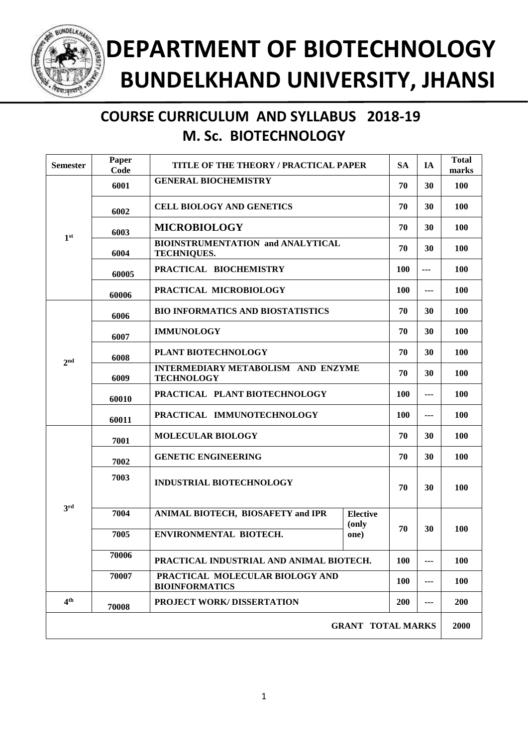# DEPARTMENT OF BIOTECHNOLOGY
# BUNDELKHAND UNIVERSITY, JHANSI

## COURSE CURRICULUM AND SYLLABUS 2018-19
## M. Sc. BIOTECHNOLOGY

| Semester | Paper Code | TITLE OF THE THEORY / PRACTICAL PAPER | | SA | IA | Total marks |
|---|---|---|---|---|---|---|
| 1st | 6001 | GENERAL BIOCHEMISTRY | | 70 | 30 | 100 |
| | 6002 | CELL BIOLOGY AND GENETICS | | 70 | 30 | 100 |
| | 6003 | MICROBIOLOGY | | 70 | 30 | 100 |
| | 6004 | BIOINSTRUMENTATION and ANALYTICAL TECHNIQUES. | | 70 | 30 | 100 |
| | 60005 | PRACTICAL BIOCHEMISTRY | | 100 | --- | 100 |
| | 60006 | PRACTICAL MICROBIOLOGY | | 100 | --- | 100 |
| 2nd | 6006 | BIO INFORMATICS AND BIOSTATISTICS | | 70 | 30 | 100 |
| | 6007 | IMMUNOLOGY | | 70 | 30 | 100 |
| | 6008 | PLANT BIOTECHNOLOGY | | 70 | 30 | 100 |
| | 6009 | INTERMEDIARY METABOLISM AND ENZYME TECHNOLOGY | | 70 | 30 | 100 |
| | 60010 | PRACTICAL PLANT BIOTECHNOLOGY | | 100 | --- | 100 |
| | 60011 | PRACTICAL IMMUNOTECHNOLOGY | | 100 | --- | 100 |
| 3rd | 7001 | MOLECULAR BIOLOGY | | 70 | 30 | 100 |
| | 7002 | GENETIC ENGINEERING | | 70 | 30 | 100 |
| | 7003 | INDUSTRIAL BIOTECHNOLOGY | | 70 | 30 | 100 |
| | 7004 | ANIMAL BIOTECH, BIOSAFETY and IPR | Elective (only one) | 70 | 30 | 100 |
| | 7005 | ENVIRONMENTAL BIOTECH. | | | | |
| | 70006 | PRACTICAL INDUSTRIAL AND ANIMAL BIOTECH. | | 100 | --- | 100 |
| | 70007 | PRACTICAL MOLECULAR BIOLOGY AND BIOINFORMATICS | | 100 | --- | 100 |
| 4th | 70008 | PROJECT WORK/ DISSERTATION | | 200 | --- | 200 |
| | | | | GRANT TOTAL MARKS | | 2000 |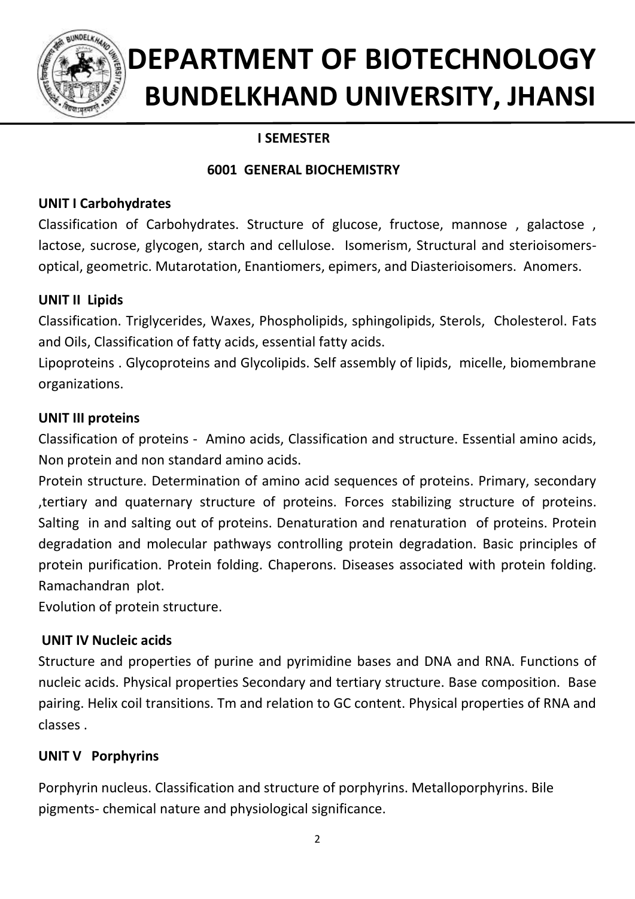# DEPARTMENT OF BIOTECHNOLOGY
# BUNDELKHAND UNIVERSITY, JHANSI

## I SEMESTER

## 6001 GENERAL BIOCHEMISTRY

### UNIT I Carbohydrates

Classification of Carbohydrates. Structure of glucose, fructose, mannose , galactose , lactose, sucrose, glycogen, starch and cellulose. Isomerism, Structural and sterioisomers-optical, geometric. Mutarotation, Enantiomers, epimers, and Diasterioisomers. Anomers.

### UNIT II Lipids

Classification. Triglycerides, Waxes, Phospholipids, sphingolipids, Sterols, Cholesterol. Fats and Oils, Classification of fatty acids, essential fatty acids.

Lipoproteins . Glycoproteins and Glycolipids. Self assembly of lipids, micelle, biomembrane organizations.

### UNIT III proteins

Classification of proteins - Amino acids, Classification and structure. Essential amino acids, Non protein and non standard amino acids.

Protein structure. Determination of amino acid sequences of proteins. Primary, secondary ,tertiary and quaternary structure of proteins. Forces stabilizing structure of proteins. Salting in and salting out of proteins. Denaturation and renaturation of proteins. Protein degradation and molecular pathways controlling protein degradation. Basic principles of protein purification. Protein folding. Chaperons. Diseases associated with protein folding. Ramachandran plot.

Evolution of protein structure.

### UNIT IV Nucleic acids

Structure and properties of purine and pyrimidine bases and DNA and RNA. Functions of nucleic acids. Physical properties Secondary and tertiary structure. Base composition. Base pairing. Helix coil transitions. Tm and relation to GC content. Physical properties of RNA and classes .

### UNIT V Porphyrins

Porphyrin nucleus. Classification and structure of porphyrins. Metalloporphyrins. Bile pigments- chemical nature and physiological significance.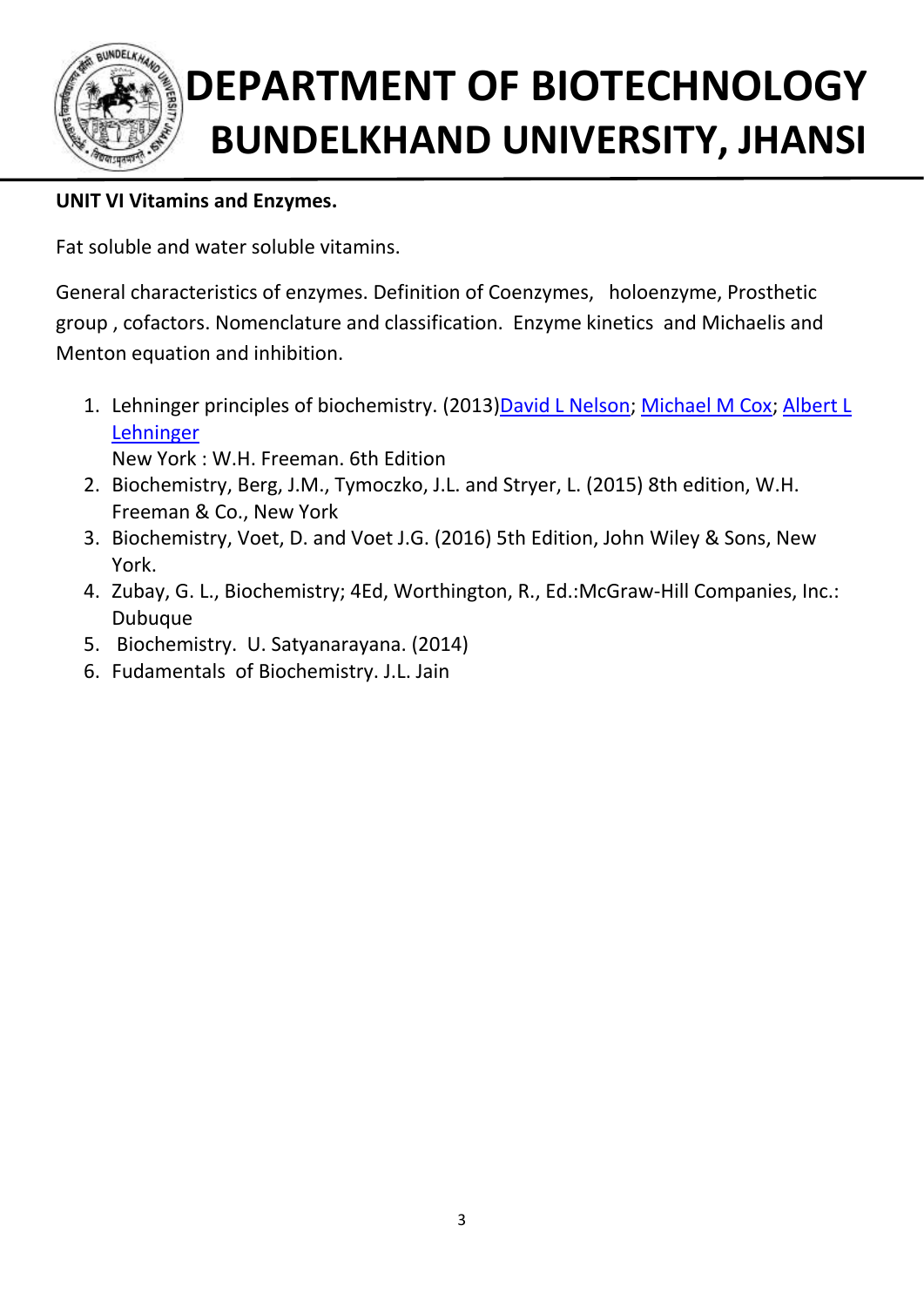**UNIT VI Vitamins and Enzymes.**

Fat soluble and water soluble vitamins.

General characteristics of enzymes. Definition of Coenzymes, holoenzyme, Prosthetic group , cofactors. Nomenclature and classification. Enzyme kinetics and Michaelis and Menton equation and inhibition.

1. Lehninger principles of biochemistry. (2013)David L Nelson; Michael M Cox; Albert L Lehninger
   New York : W.H. Freeman. 6th Edition
2. Biochemistry, Berg, J.M., Tymoczko, J.L. and Stryer, L. (2015) 8th edition, W.H. Freeman & Co., New York
3. Biochemistry, Voet, D. and Voet J.G. (2016) 5th Edition, John Wiley & Sons, New York.
4. Zubay, G. L., Biochemistry; 4Ed, Worthington, R., Ed.:McGraw-Hill Companies, Inc.: Dubuque
5. Biochemistry. U. Satyanarayana. (2014)
6. Fudamentals of Biochemistry. J.L. Jain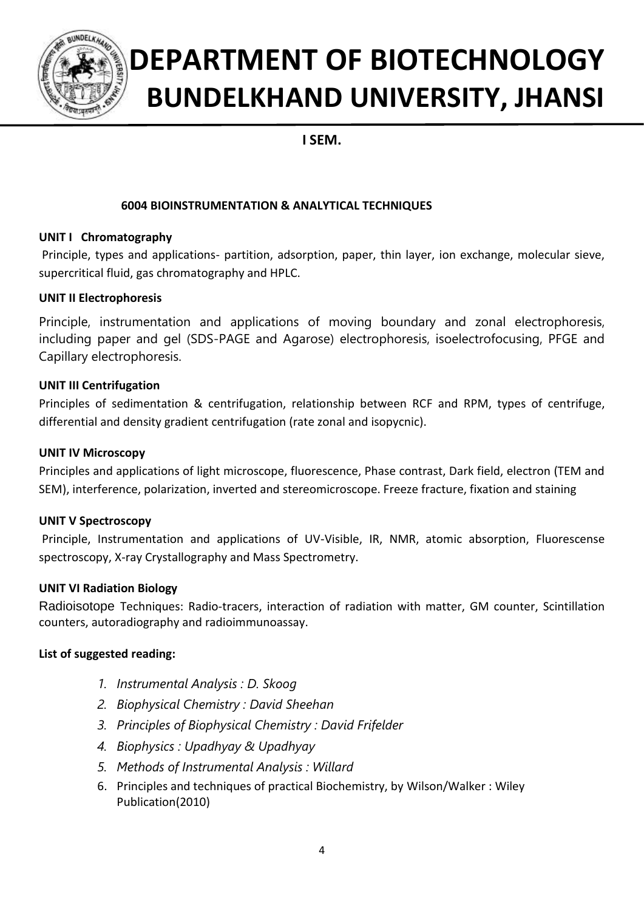# DEPARTMENT OF BIOTECHNOLOGY
# BUNDELKHAND UNIVERSITY, JHANSI

**I SEM.**

### 6004 BIOINSTRUMENTATION & ANALYTICAL TECHNIQUES

**UNIT I Chromatography**

Principle, types and applications- partition, adsorption, paper, thin layer, ion exchange, molecular sieve, supercritical fluid, gas chromatography and HPLC.

**UNIT II Electrophoresis**

Principle, instrumentation and applications of moving boundary and zonal electrophoresis, including paper and gel (SDS-PAGE and Agarose) electrophoresis, isoelectrofocusing, PFGE and Capillary electrophoresis.

**UNIT III Centrifugation**

Principles of sedimentation & centrifugation, relationship between RCF and RPM, types of centrifuge, differential and density gradient centrifugation (rate zonal and isopycnic).

**UNIT IV Microscopy**

Principles and applications of light microscope, fluorescence, Phase contrast, Dark field, electron (TEM and SEM), interference, polarization, inverted and stereomicroscope. Freeze fracture, fixation and staining

**UNIT V Spectroscopy**

Principle, Instrumentation and applications of UV-Visible, IR, NMR, atomic absorption, Fluorescense spectroscopy, X-ray Crystallography and Mass Spectrometry.

**UNIT VI Radiation Biology**

Radioisotope Techniques: Radio-tracers, interaction of radiation with matter, GM counter, Scintillation counters, autoradiography and radioimmunoassay.

**List of suggested reading:**

1. *Instrumental Analysis : D. Skoog*
2. *Biophysical Chemistry : David Sheehan*
3. *Principles of Biophysical Chemistry : David Frifelder*
4. *Biophysics : Upadhyay & Upadhyay*
5. *Methods of Instrumental Analysis : Willard*
6. Principles and techniques of practical Biochemistry, by Wilson/Walker : Wiley Publication(2010)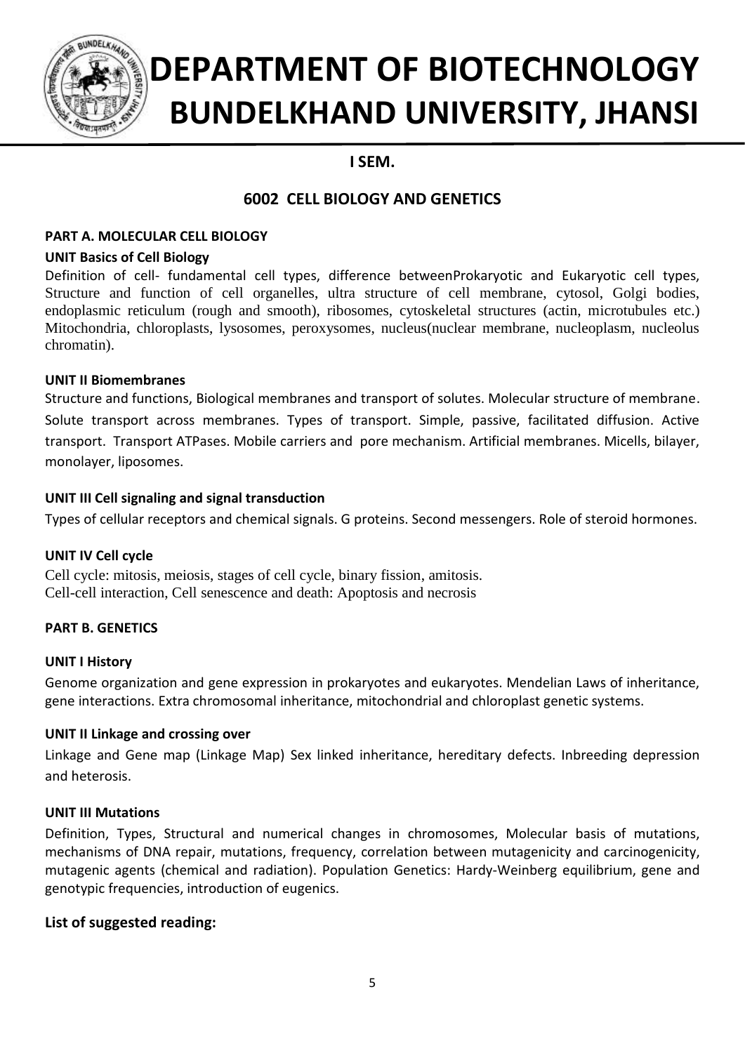# DEPARTMENT OF BIOTECHNOLOGY
# BUNDELKHAND UNIVERSITY, JHANSI

## I SEM.

## 6002 CELL BIOLOGY AND GENETICS

### PART A. MOLECULAR CELL BIOLOGY

#### UNIT Basics of Cell Biology

Definition of cell- fundamental cell types, difference betweenProkaryotic and Eukaryotic cell types, Structure and function of cell organelles, ultra structure of cell membrane, cytosol, Golgi bodies, endoplasmic reticulum (rough and smooth), ribosomes, cytoskeletal structures (actin, microtubules etc.) Mitochondria, chloroplasts, lysosomes, peroxysomes, nucleus(nuclear membrane, nucleoplasm, nucleolus chromatin).

#### UNIT II Biomembranes

Structure and functions, Biological membranes and transport of solutes. Molecular structure of membrane. Solute transport across membranes. Types of transport. Simple, passive, facilitated diffusion. Active transport. Transport ATPases. Mobile carriers and pore mechanism. Artificial membranes. Micells, bilayer, monolayer, liposomes.

#### UNIT III Cell signaling and signal transduction

Types of cellular receptors and chemical signals. G proteins. Second messengers. Role of steroid hormones.

#### UNIT IV Cell cycle

Cell cycle: mitosis, meiosis, stages of cell cycle, binary fission, amitosis.
Cell-cell interaction, Cell senescence and death: Apoptosis and necrosis

### PART B. GENETICS

#### UNIT I History

Genome organization and gene expression in prokaryotes and eukaryotes. Mendelian Laws of inheritance, gene interactions. Extra chromosomal inheritance, mitochondrial and chloroplast genetic systems.

#### UNIT II Linkage and crossing over

Linkage and Gene map (Linkage Map) Sex linked inheritance, hereditary defects. Inbreeding depression and heterosis.

#### UNIT III Mutations

Definition, Types, Structural and numerical changes in chromosomes, Molecular basis of mutations, mechanisms of DNA repair, mutations, frequency, correlation between mutagenicity and carcinogenicity, mutagenic agents (chemical and radiation). Population Genetics: Hardy-Weinberg equilibrium, gene and genotypic frequencies, introduction of eugenics.

### List of suggested reading: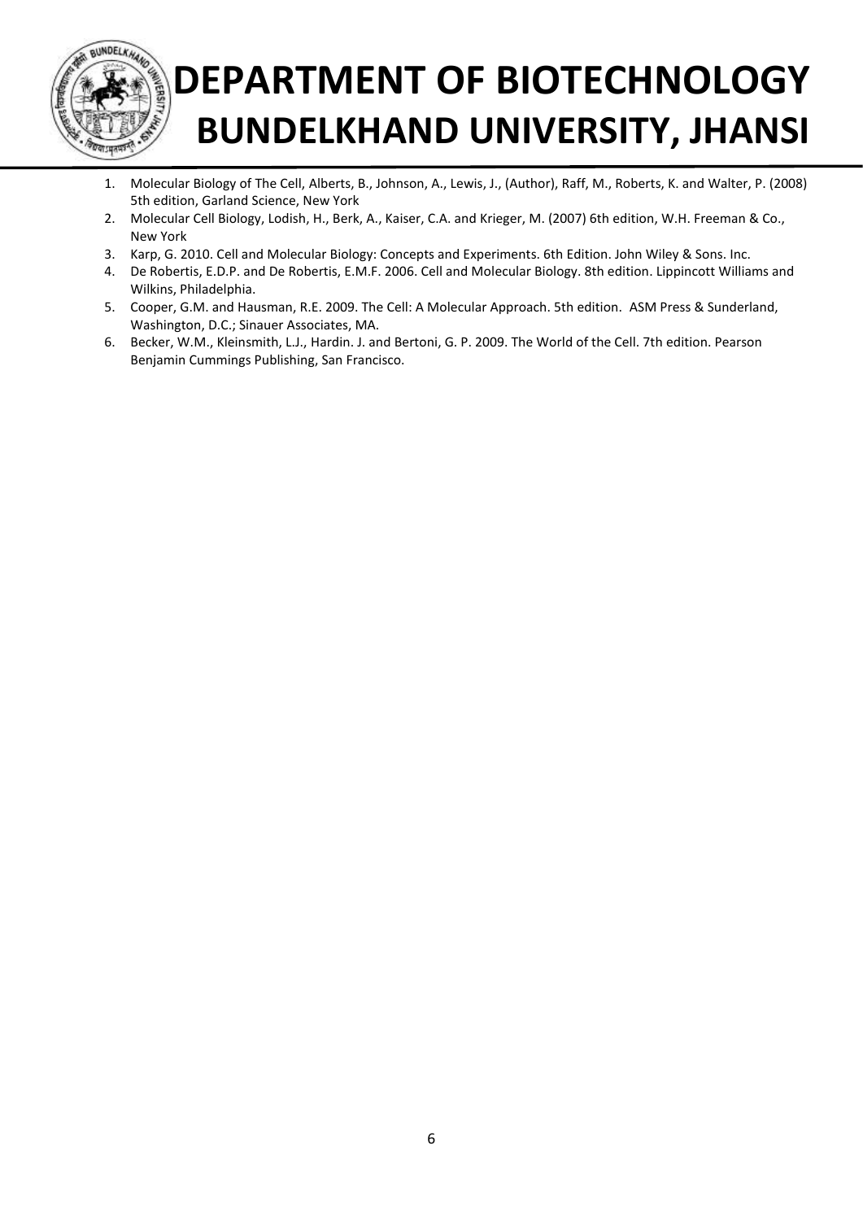1. Molecular Biology of The Cell, Alberts, B., Johnson, A., Lewis, J., (Author), Raff, M., Roberts, K. and Walter, P. (2008) 5th edition, Garland Science, New York
2. Molecular Cell Biology, Lodish, H., Berk, A., Kaiser, C.A. and Krieger, M. (2007) 6th edition, W.H. Freeman & Co., New York
3. Karp, G. 2010. Cell and Molecular Biology: Concepts and Experiments. 6th Edition. John Wiley & Sons. Inc.
4. De Robertis, E.D.P. and De Robertis, E.M.F. 2006. Cell and Molecular Biology. 8th edition. Lippincott Williams and Wilkins, Philadelphia.
5. Cooper, G.M. and Hausman, R.E. 2009. The Cell: A Molecular Approach. 5th edition. ASM Press & Sunderland, Washington, D.C.; Sinauer Associates, MA.
6. Becker, W.M., Kleinsmith, L.J., Hardin. J. and Bertoni, G. P. 2009. The World of the Cell. 7th edition. Pearson Benjamin Cummings Publishing, San Francisco.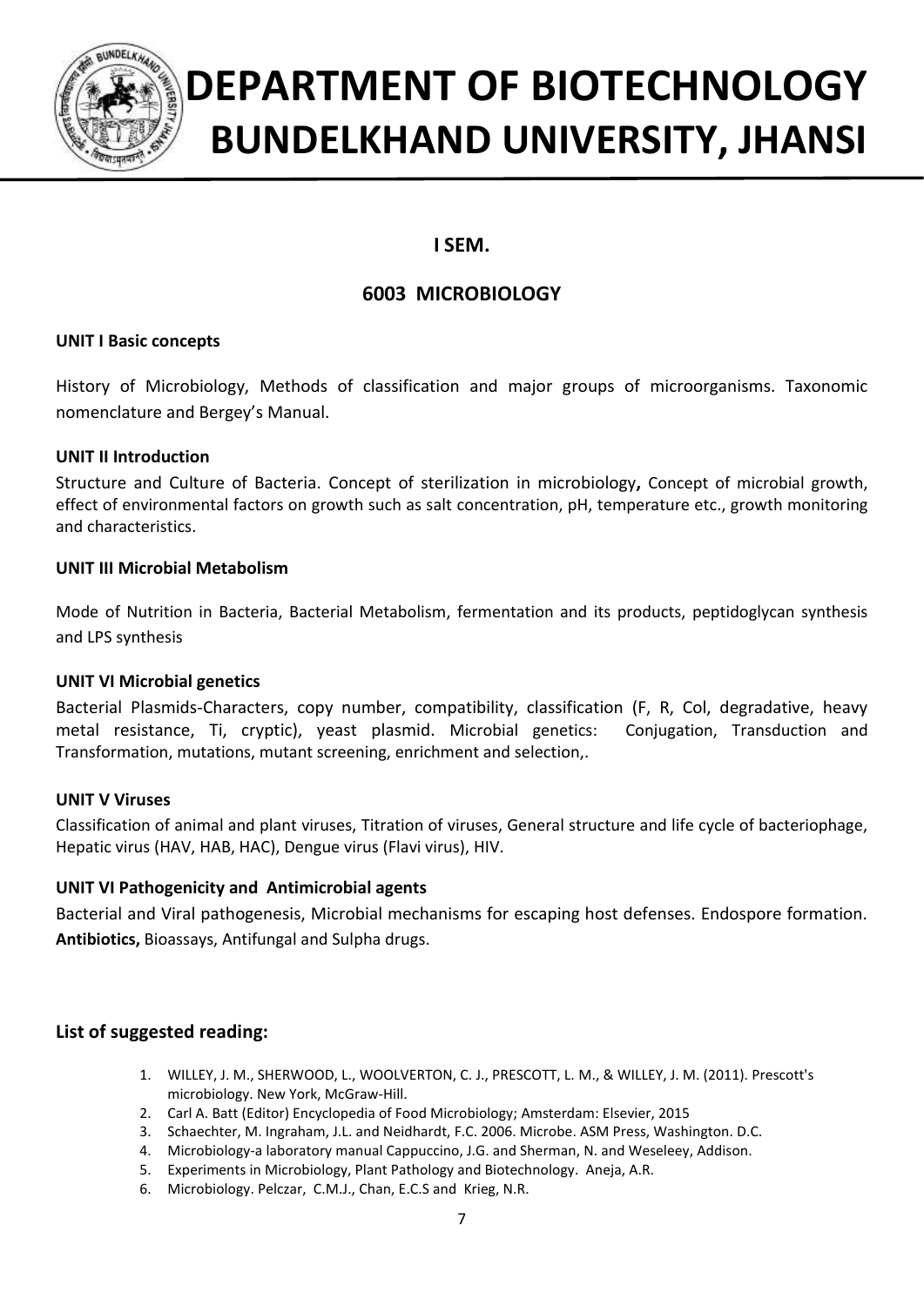# DEPARTMENT OF BIOTECHNOLOGY
# BUNDELKHAND UNIVERSITY, JHANSI

## I SEM.

## 6003 MICROBIOLOGY

**UNIT I Basic concepts**

History of Microbiology, Methods of classification and major groups of microorganisms. Taxonomic nomenclature and Bergey's Manual.

**UNIT II Introduction**

Structure and Culture of Bacteria. Concept of sterilization in microbiology**,** Concept of microbial growth, effect of environmental factors on growth such as salt concentration, pH, temperature etc., growth monitoring and characteristics.

**UNIT III Microbial Metabolism**

Mode of Nutrition in Bacteria, Bacterial Metabolism, fermentation and its products, peptidoglycan synthesis and LPS synthesis

**UNIT VI Microbial genetics**

Bacterial Plasmids-Characters, copy number, compatibility, classification (F, R, Col, degradative, heavy metal resistance, Ti, cryptic), yeast plasmid. Microbial genetics: Conjugation, Transduction and Transformation, mutations, mutant screening, enrichment and selection,.

**UNIT V Viruses**

Classification of animal and plant viruses, Titration of viruses, General structure and life cycle of bacteriophage, Hepatic virus (HAV, HAB, HAC), Dengue virus (Flavi virus), HIV.

**UNIT VI Pathogenicity and Antimicrobial agents**

Bacterial and Viral pathogenesis, Microbial mechanisms for escaping host defenses. Endospore formation. **Antibiotics,** Bioassays, Antifungal and Sulpha drugs.

### List of suggested reading:

1. WILLEY, J. M., SHERWOOD, L., WOOLVERTON, C. J., PRESCOTT, L. M., & WILLEY, J. M. (2011). Prescott's microbiology. New York, McGraw-Hill.
2. Carl A. Batt (Editor) Encyclopedia of Food Microbiology; Amsterdam: Elsevier, 2015
3. Schaechter, M. Ingraham, J.L. and Neidhardt, F.C. 2006. Microbe. ASM Press, Washington. D.C.
4. Microbiology-a laboratory manual Cappuccino, J.G. and Sherman, N. and Weseleey, Addison.
5. Experiments in Microbiology, Plant Pathology and Biotechnology. Aneja, A.R.
6. Microbiology. Pelczar, C.M.J., Chan, E.C.S and Krieg, N.R.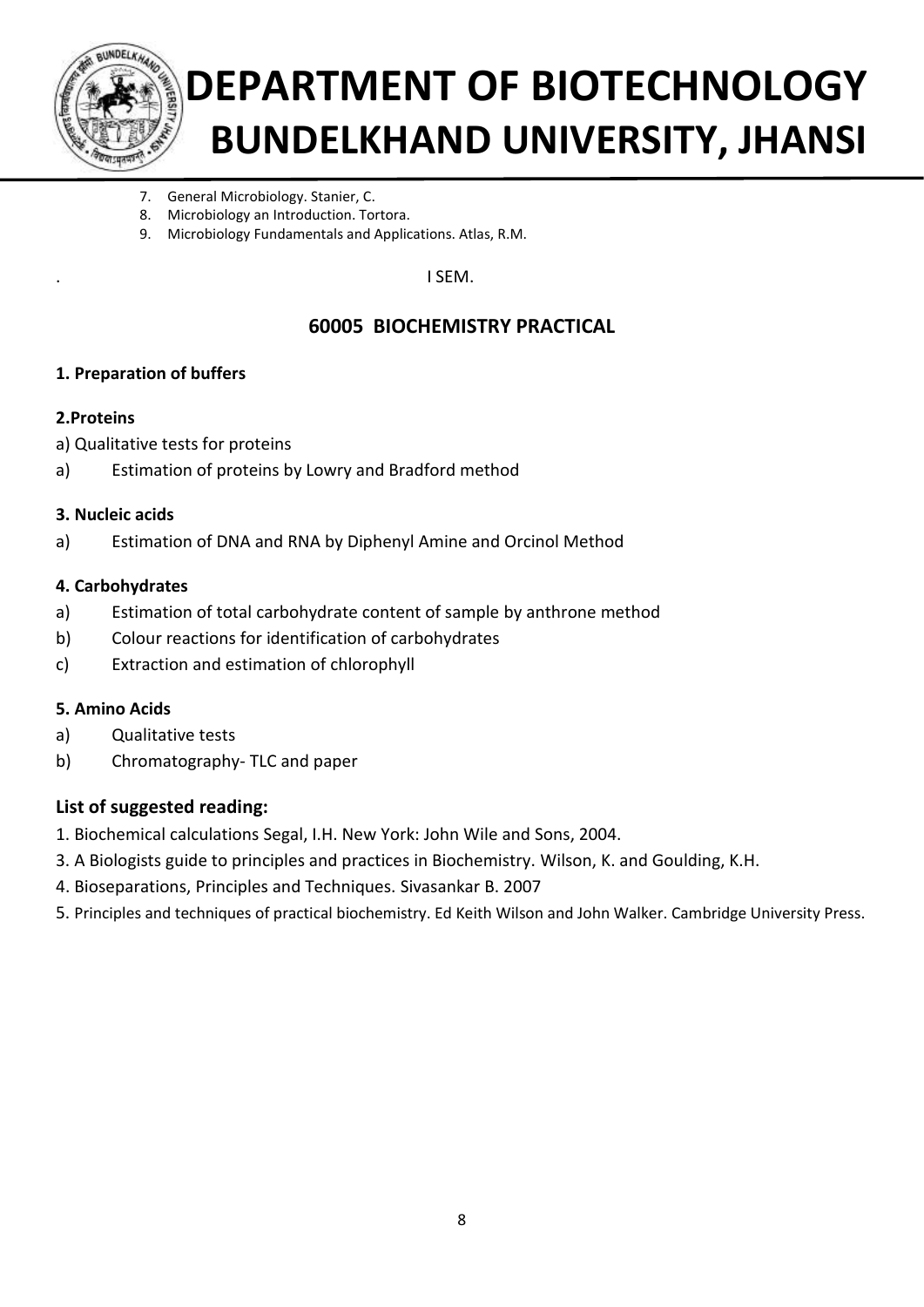7. General Microbiology. Stanier, C.
8. Microbiology an Introduction. Tortora.
9. Microbiology Fundamentals and Applications. Atlas, R.M.

. I SEM.

## 60005 BIOCHEMISTRY PRACTICAL

**1. Preparation of buffers**

**2.Proteins**

a) Qualitative tests for proteins

a) Estimation of proteins by Lowry and Bradford method

**3. Nucleic acids**

a) Estimation of DNA and RNA by Diphenyl Amine and Orcinol Method

**4. Carbohydrates**

a) Estimation of total carbohydrate content of sample by anthrone method

b) Colour reactions for identification of carbohydrates

c) Extraction and estimation of chlorophyll

**5. Amino Acids**

a) Qualitative tests

b) Chromatography- TLC and paper

### List of suggested reading:

1. Biochemical calculations Segal, I.H. New York: John Wile and Sons, 2004.
3. A Biologists guide to principles and practices in Biochemistry. Wilson, K. and Goulding, K.H.
4. Bioseparations, Principles and Techniques. Sivasankar B. 2007
5. Principles and techniques of practical biochemistry. Ed Keith Wilson and John Walker. Cambridge University Press.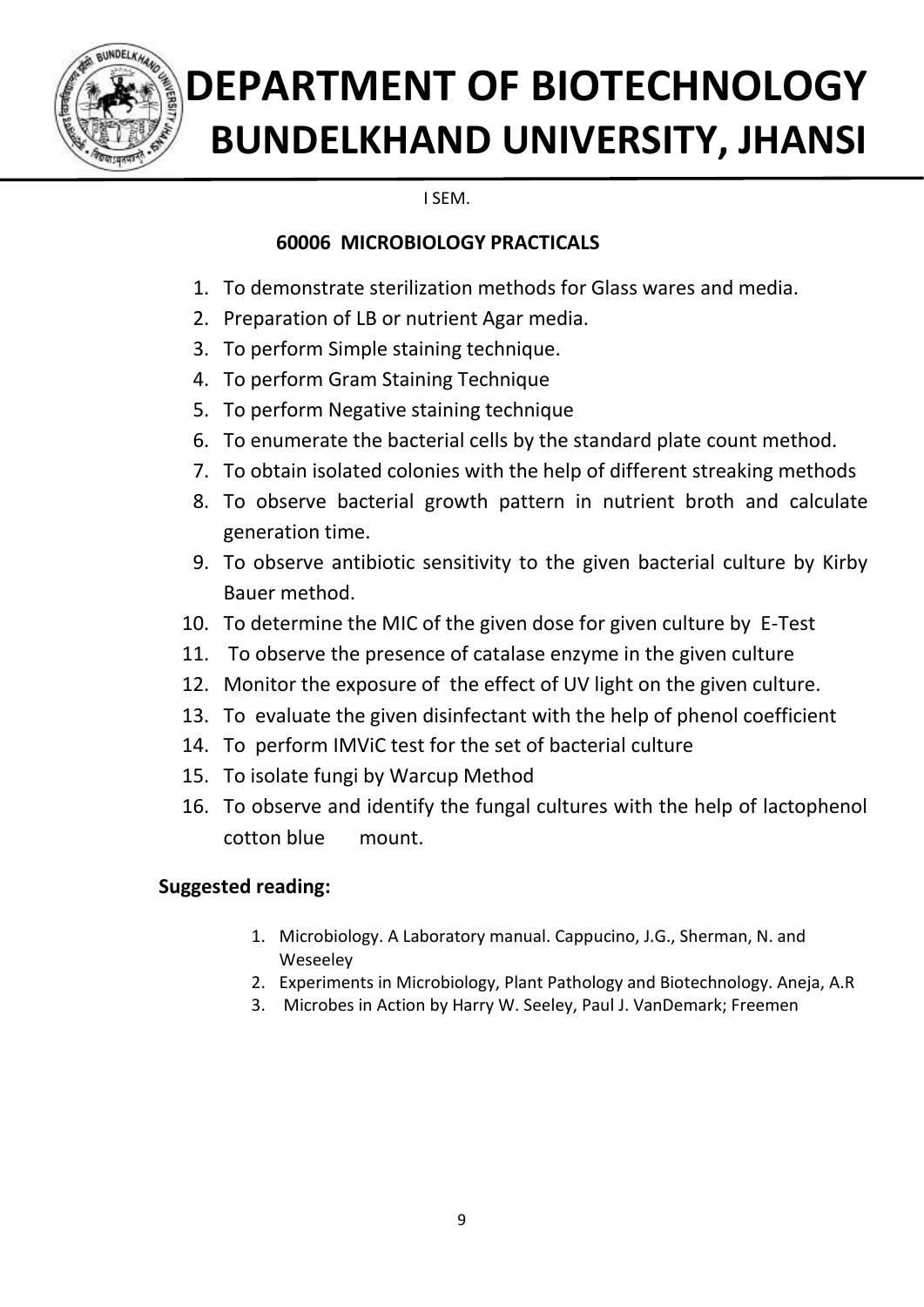# DEPARTMENT OF BIOTECHNOLOGY
# BUNDELKHAND UNIVERSITY, JHANSI

I SEM.

**60006 MICROBIOLOGY PRACTICALS**

1. To demonstrate sterilization methods for Glass wares and media.
2. Preparation of LB or nutrient Agar media.
3. To perform Simple staining technique.
4. To perform Gram Staining Technique
5. To perform Negative staining technique
6. To enumerate the bacterial cells by the standard plate count method.
7. To obtain isolated colonies with the help of different streaking methods
8. To observe bacterial growth pattern in nutrient broth and calculate generation time.
9. To observe antibiotic sensitivity to the given bacterial culture by Kirby Bauer method.
10. To determine the MIC of the given dose for given culture by E-Test
11. To observe the presence of catalase enzyme in the given culture
12. Monitor the exposure of the effect of UV light on the given culture.
13. To evaluate the given disinfectant with the help of phenol coefficient
14. To perform IMViC test for the set of bacterial culture
15. To isolate fungi by Warcup Method
16. To observe and identify the fungal cultures with the help of lactophenol cotton blue mount.

**Suggested reading:**

1. Microbiology. A Laboratory manual. Cappucino, J.G., Sherman, N. and Weseeley
2. Experiments in Microbiology, Plant Pathology and Biotechnology. Aneja, A.R
3. Microbes in Action by Harry W. Seeley, Paul J. VanDemark; Freemen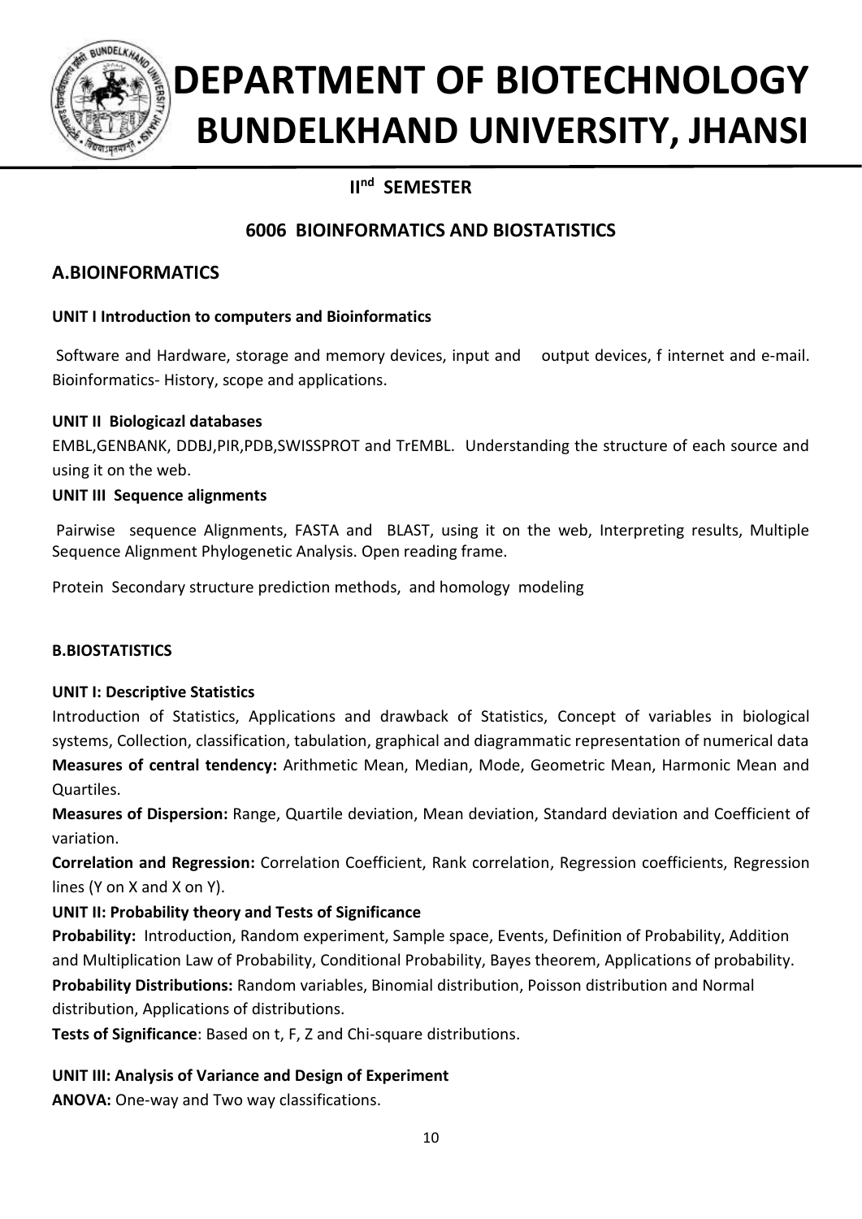# DEPARTMENT OF BIOTECHNOLOGY
# BUNDELKHAND UNIVERSITY, JHANSI

## II[nd] SEMESTER

## 6006 BIOINFORMATICS AND BIOSTATISTICS

## A.BIOINFORMATICS

**UNIT I Introduction to computers and Bioinformatics**

Software and Hardware, storage and memory devices, input and output devices, f internet and e-mail. Bioinformatics- History, scope and applications.

**UNIT II Biologicazl databases**

EMBL,GENBANK, DDBJ,PIR,PDB,SWISSPROT and TrEMBL. Understanding the structure of each source and using it on the web.

**UNIT III Sequence alignments**

Pairwise sequence Alignments, FASTA and BLAST, using it on the web, Interpreting results, Multiple Sequence Alignment Phylogenetic Analysis. Open reading frame.

Protein Secondary structure prediction methods, and homology modeling

**B.BIOSTATISTICS**

**UNIT I: Descriptive Statistics**

Introduction of Statistics, Applications and drawback of Statistics, Concept of variables in biological systems, Collection, classification, tabulation, graphical and diagrammatic representation of numerical data

**Measures of central tendency:** Arithmetic Mean, Median, Mode, Geometric Mean, Harmonic Mean and Quartiles.

**Measures of Dispersion:** Range, Quartile deviation, Mean deviation, Standard deviation and Coefficient of variation.

**Correlation and Regression:** Correlation Coefficient, Rank correlation, Regression coefficients, Regression lines (Y on X and X on Y).

**UNIT II: Probability theory and Tests of Significance**

**Probability:** Introduction, Random experiment, Sample space, Events, Definition of Probability, Addition and Multiplication Law of Probability, Conditional Probability, Bayes theorem, Applications of probability.

**Probability Distributions:** Random variables, Binomial distribution, Poisson distribution and Normal distribution, Applications of distributions.

**Tests of Significance**: Based on t, F, Z and Chi-square distributions.

**UNIT III: Analysis of Variance and Design of Experiment**

**ANOVA:** One-way and Two way classifications.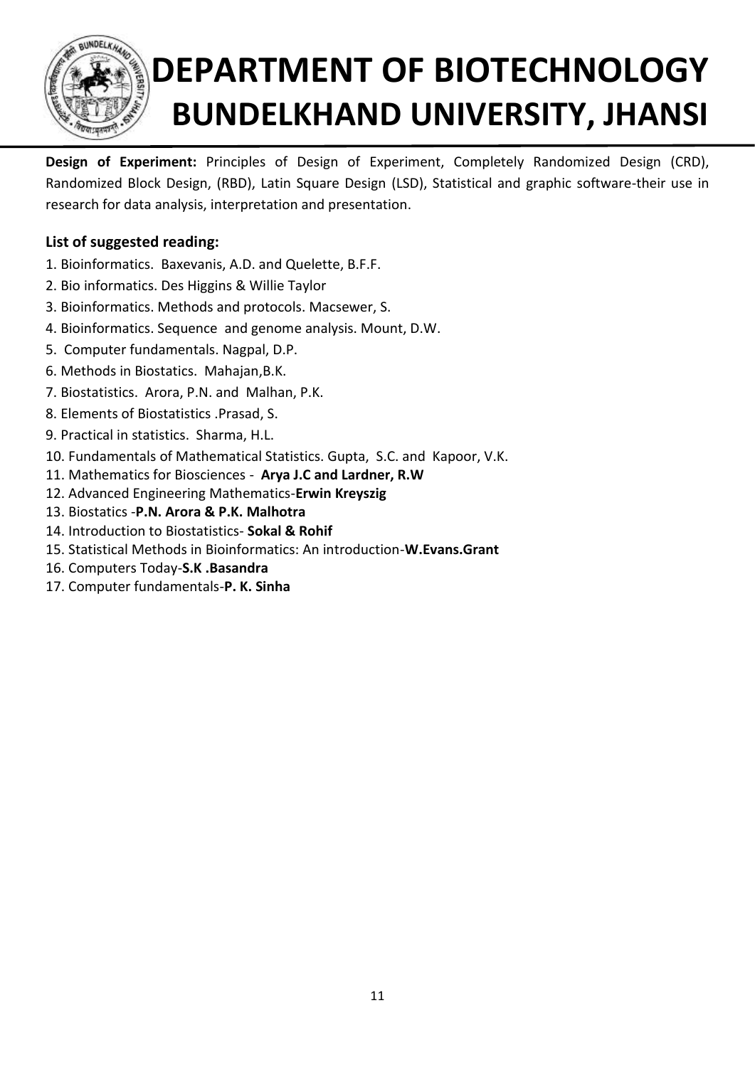**Design of Experiment:** Principles of Design of Experiment, Completely Randomized Design (CRD), Randomized Block Design, (RBD), Latin Square Design (LSD), Statistical and graphic software-their use in research for data analysis, interpretation and presentation.

### List of suggested reading:

1. Bioinformatics. Baxevanis, A.D. and Quelette, B.F.F.
2. Bio informatics. Des Higgins & Willie Taylor
3. Bioinformatics. Methods and protocols. Macsewer, S.
4. Bioinformatics. Sequence and genome analysis. Mount, D.W.
5. Computer fundamentals. Nagpal, D.P.
6. Methods in Biostatics. Mahajan,B.K.
7. Biostatistics. Arora, P.N. and Malhan, P.K.
8. Elements of Biostatistics .Prasad, S.
9. Practical in statistics. Sharma, H.L.
10. Fundamentals of Mathematical Statistics. Gupta, S.C. and Kapoor, V.K.
11. Mathematics for Biosciences - **Arya J.C and Lardner, R.W**
12. Advanced Engineering Mathematics-**Erwin Kreyszig**
13. Biostatics -**P.N. Arora & P.K. Malhotra**
14. Introduction to Biostatistics- **Sokal & Rohif**
15. Statistical Methods in Bioinformatics: An introduction-**W.Evans.Grant**
16. Computers Today-**S.K .Basandra**
17. Computer fundamentals-**P. K. Sinha**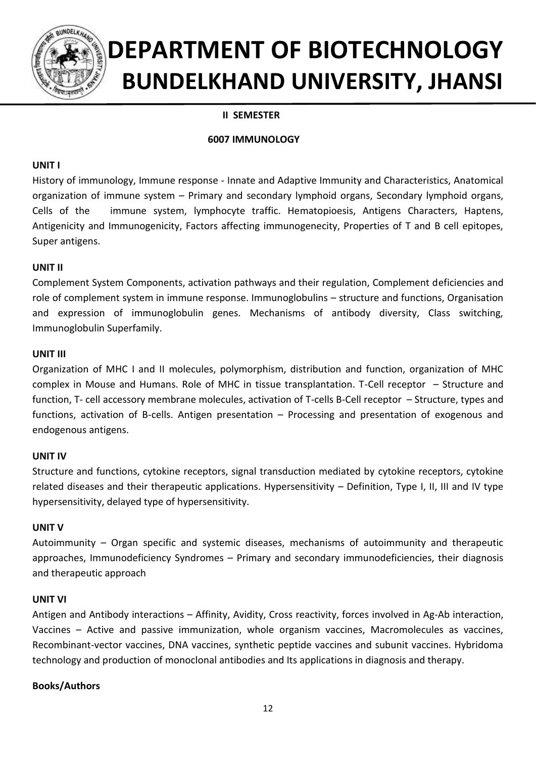# DEPARTMENT OF BIOTECHNOLOGY BUNDELKHAND UNIVERSITY, JHANSI

**II SEMESTER**

**6007 IMMUNOLOGY**

**UNIT I**

History of immunology, Immune response - Innate and Adaptive Immunity and Characteristics, Anatomical organization of immune system – Primary and secondary lymphoid organs, Secondary lymphoid organs, Cells of the immune system, lymphocyte traffic. Hematopioesis, Antigens Characters, Haptens, Antigenicity and Immunogenicity, Factors affecting immunogenecity, Properties of T and B cell epitopes, Super antigens.

**UNIT II**

Complement System Components, activation pathways and their regulation, Complement deficiencies and role of complement system in immune response. Immunoglobulins – structure and functions, Organisation and expression of immunoglobulin genes. Mechanisms of antibody diversity, Class switching, Immunoglobulin Superfamily.

**UNIT III**

Organization of MHC I and II molecules, polymorphism, distribution and function, organization of MHC complex in Mouse and Humans. Role of MHC in tissue transplantation. T-Cell receptor – Structure and function, T- cell accessory membrane molecules, activation of T-cells B-Cell receptor – Structure, types and functions, activation of B-cells. Antigen presentation – Processing and presentation of exogenous and endogenous antigens.

**UNIT IV**

Structure and functions, cytokine receptors, signal transduction mediated by cytokine receptors, cytokine related diseases and their therapeutic applications. Hypersensitivity – Definition, Type I, II, III and IV type hypersensitivity, delayed type of hypersensitivity.

**UNIT V**

Autoimmunity – Organ specific and systemic diseases, mechanisms of autoimmunity and therapeutic approaches, Immunodeficiency Syndromes – Primary and secondary immunodeficiencies, their diagnosis and therapeutic approach

**UNIT VI**

Antigen and Antibody interactions – Affinity, Avidity, Cross reactivity, forces involved in Ag-Ab interaction, Vaccines – Active and passive immunization, whole organism vaccines, Macromolecules as vaccines, Recombinant-vector vaccines, DNA vaccines, synthetic peptide vaccines and subunit vaccines. Hybridoma technology and production of monoclonal antibodies and Its applications in diagnosis and therapy.

**Books/Authors**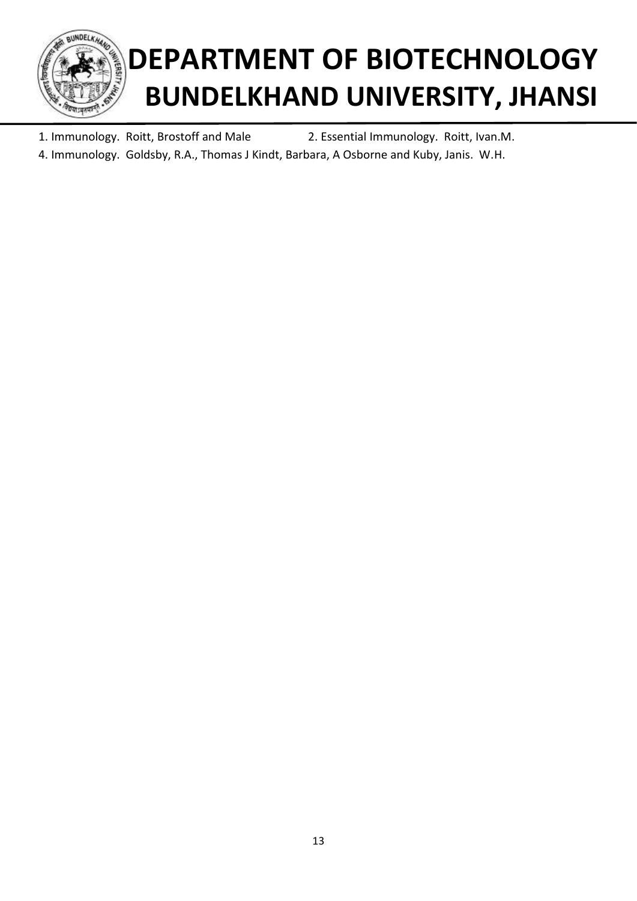1. Immunology. Roitt, Brostoff and Male

2. Essential Immunology. Roitt, Ivan.M.

4. Immunology. Goldsby, R.A., Thomas J Kindt, Barbara, A Osborne and Kuby, Janis. W.H.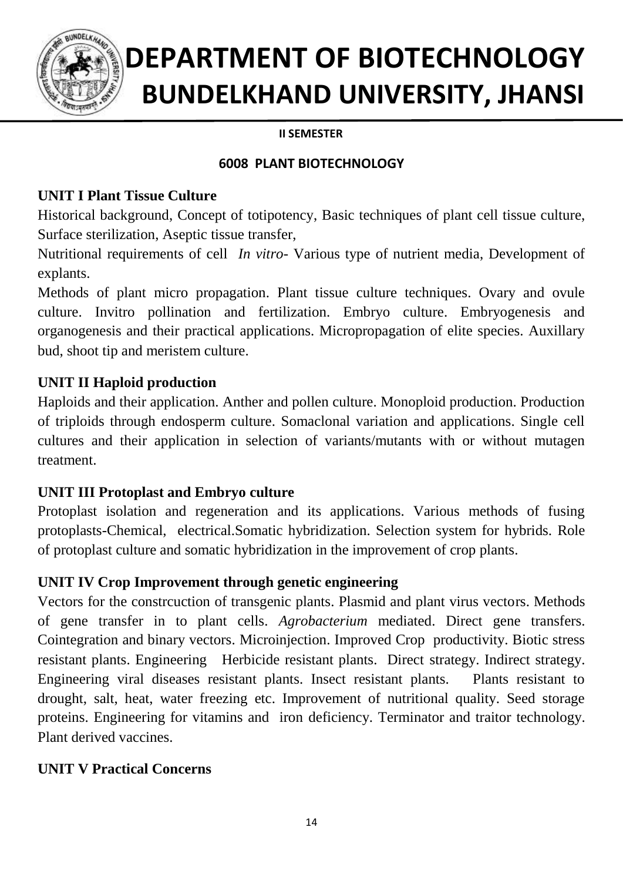# DEPARTMENT OF BIOTECHNOLOGY
# BUNDELKHAND UNIVERSITY, JHANSI

**II SEMESTER**

**6008 PLANT BIOTECHNOLOGY**

**UNIT I Plant Tissue Culture**

Historical background, Concept of totipotency, Basic techniques of plant cell tissue culture, Surface sterilization, Aseptic tissue transfer,

Nutritional requirements of cell *In vitro*- Various type of nutrient media, Development of explants.

Methods of plant micro propagation. Plant tissue culture techniques. Ovary and ovule culture. Invitro pollination and fertilization. Embryo culture. Embryogenesis and organogenesis and their practical applications. Micropropagation of elite species. Auxillary bud, shoot tip and meristem culture.

**UNIT II Haploid production**

Haploids and their application. Anther and pollen culture. Monoploid production. Production of triploids through endosperm culture. Somaclonal variation and applications. Single cell cultures and their application in selection of variants/mutants with or without mutagen treatment.

**UNIT III Protoplast and Embryo culture**

Protoplast isolation and regeneration and its applications. Various methods of fusing protoplasts-Chemical, electrical.Somatic hybridization. Selection system for hybrids. Role of protoplast culture and somatic hybridization in the improvement of crop plants.

**UNIT IV Crop Improvement through genetic engineering**

Vectors for the constrcuction of transgenic plants. Plasmid and plant virus vectors. Methods of gene transfer in to plant cells. *Agrobacterium* mediated. Direct gene transfers. Cointegration and binary vectors. Microinjection. Improved Crop productivity. Biotic stress resistant plants. Engineering Herbicide resistant plants. Direct strategy. Indirect strategy. Engineering viral diseases resistant plants. Insect resistant plants. Plants resistant to drought, salt, heat, water freezing etc. Improvement of nutritional quality. Seed storage proteins. Engineering for vitamins and iron deficiency. Terminator and traitor technology. Plant derived vaccines.

**UNIT V Practical Concerns**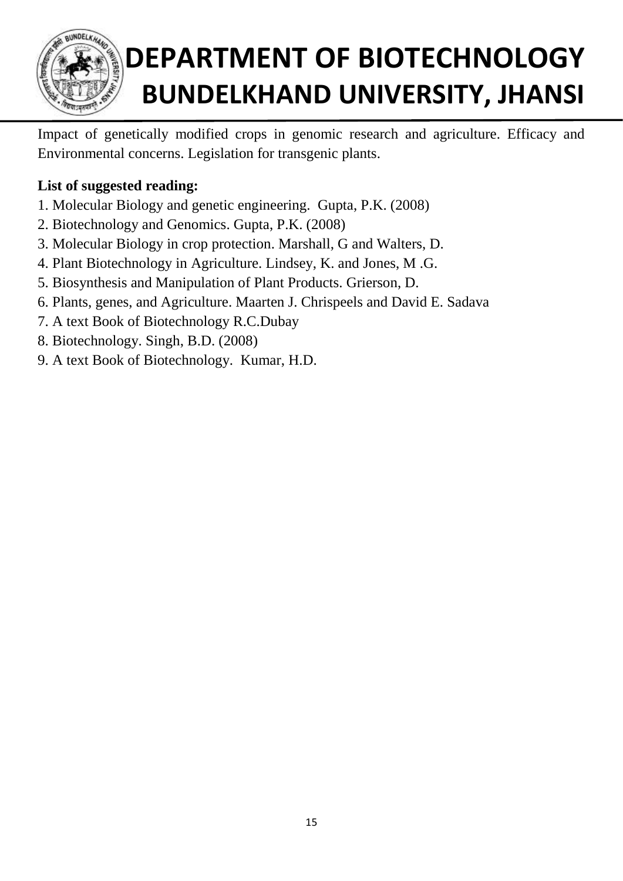Impact of genetically modified crops in genomic research and agriculture. Efficacy and Environmental concerns. Legislation for transgenic plants.

**List of suggested reading:**

1. Molecular Biology and genetic engineering. Gupta, P.K. (2008)
2. Biotechnology and Genomics. Gupta, P.K. (2008)
3. Molecular Biology in crop protection. Marshall, G and Walters, D.
4. Plant Biotechnology in Agriculture. Lindsey, K. and Jones, M .G.
5. Biosynthesis and Manipulation of Plant Products. Grierson, D.
6. Plants, genes, and Agriculture. Maarten J. Chrispeels and David E. Sadava
7. A text Book of Biotechnology R.C.Dubay
8. Biotechnology. Singh, B.D. (2008)
9. A text Book of Biotechnology. Kumar, H.D.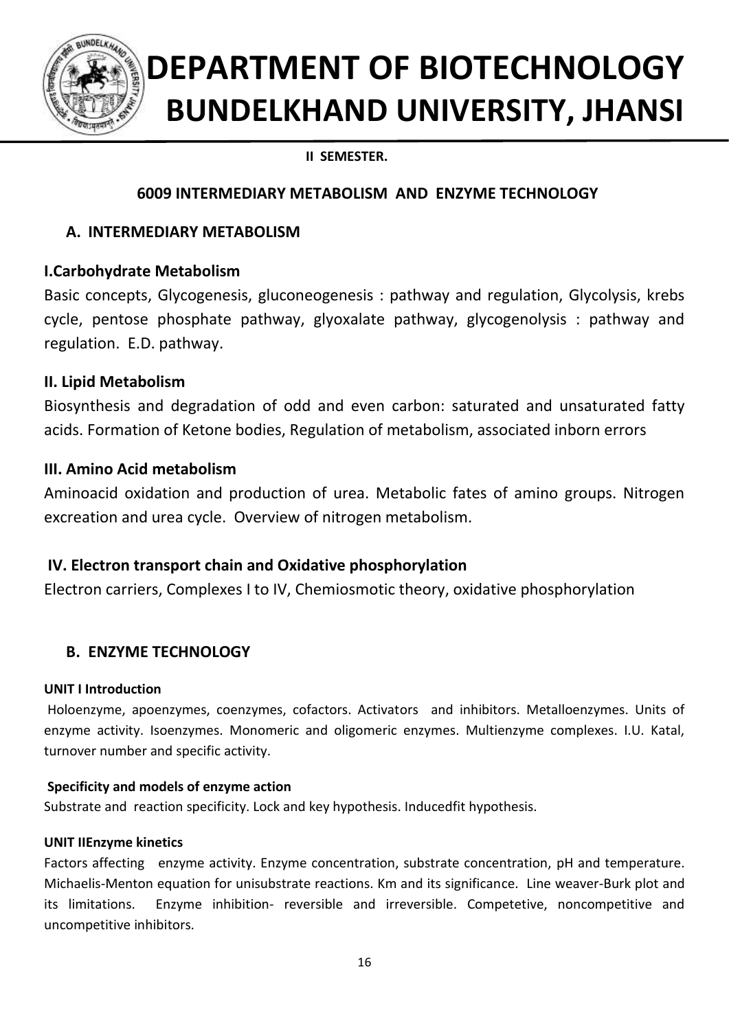# DEPARTMENT OF BIOTECHNOLOGY
# BUNDELKHAND UNIVERSITY, JHANSI

**II SEMESTER.**

## 6009 INTERMEDIARY METABOLISM AND ENZYME TECHNOLOGY

### A. INTERMEDIARY METABOLISM

**I.Carbohydrate Metabolism**

Basic concepts, Glycogenesis, gluconeogenesis : pathway and regulation, Glycolysis, krebs cycle, pentose phosphate pathway, glyoxalate pathway, glycogenolysis : pathway and regulation. E.D. pathway.

**II. Lipid Metabolism**

Biosynthesis and degradation of odd and even carbon: saturated and unsaturated fatty acids. Formation of Ketone bodies, Regulation of metabolism, associated inborn errors

**III. Amino Acid metabolism**

Aminoacid oxidation and production of urea. Metabolic fates of amino groups. Nitrogen excreation and urea cycle. Overview of nitrogen metabolism.

**IV. Electron transport chain and Oxidative phosphorylation**

Electron carriers, Complexes I to IV, Chemiosmotic theory, oxidative phosphorylation

### B. ENZYME TECHNOLOGY

**UNIT I Introduction**

Holoenzyme, apoenzymes, coenzymes, cofactors. Activators and inhibitors. Metalloenzymes. Units of enzyme activity. Isoenzymes. Monomeric and oligomeric enzymes. Multienzyme complexes. I.U. Katal, turnover number and specific activity.

**Specificity and models of enzyme action**

Substrate and reaction specificity. Lock and key hypothesis. Inducedfit hypothesis.

**UNIT IIEnzyme kinetics**

Factors affecting enzyme activity. Enzyme concentration, substrate concentration, pH and temperature. Michaelis-Menton equation for unisubstrate reactions. Km and its significance. Line weaver-Burk plot and its limitations. Enzyme inhibition- reversible and irreversible. Competetive, noncompetitive and uncompetitive inhibitors.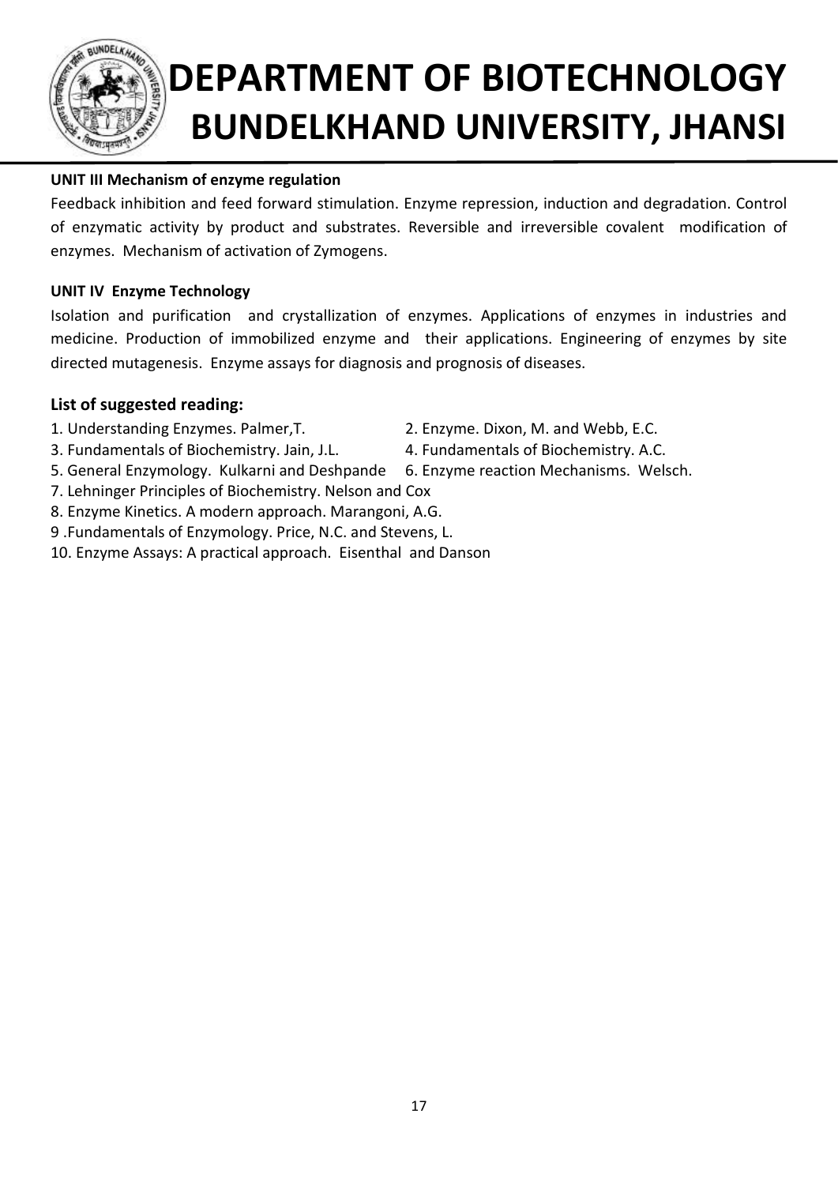**UNIT III Mechanism of enzyme regulation**

Feedback inhibition and feed forward stimulation. Enzyme repression, induction and degradation. Control of enzymatic activity by product and substrates. Reversible and irreversible covalent modification of enzymes. Mechanism of activation of Zymogens.

**UNIT IV Enzyme Technology**

Isolation and purification and crystallization of enzymes. Applications of enzymes in industries and medicine. Production of immobilized enzyme and their applications. Engineering of enzymes by site directed mutagenesis. Enzyme assays for diagnosis and prognosis of diseases.

### List of suggested reading:

1. Understanding Enzymes. Palmer,T.
2. Enzyme. Dixon, M. and Webb, E.C.
3. Fundamentals of Biochemistry. Jain, J.L.
4. Fundamentals of Biochemistry. A.C.
5. General Enzymology. Kulkarni and Deshpande
6. Enzyme reaction Mechanisms. Welsch.
7. Lehninger Principles of Biochemistry. Nelson and Cox
8. Enzyme Kinetics. A modern approach. Marangoni, A.G.
9. Fundamentals of Enzymology. Price, N.C. and Stevens, L.
10. Enzyme Assays: A practical approach. Eisenthal and Danson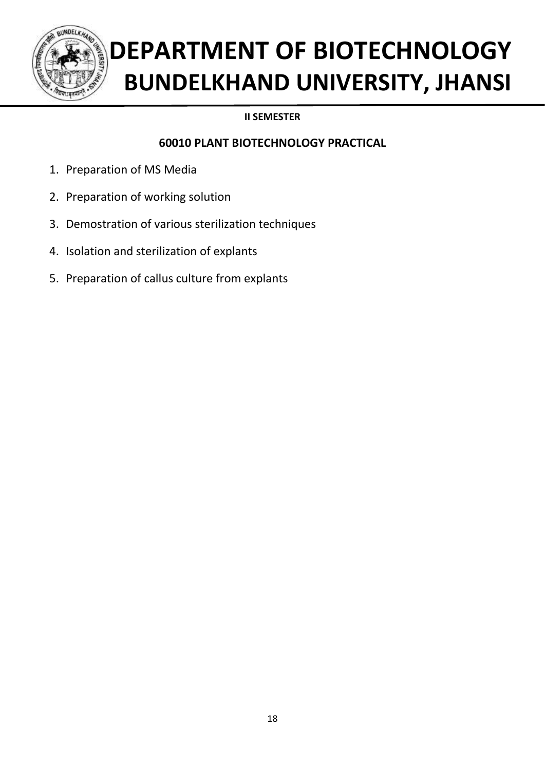# DEPARTMENT OF BIOTECHNOLOGY
# BUNDELKHAND UNIVERSITY, JHANSI

**II SEMESTER**

## 60010 PLANT BIOTECHNOLOGY PRACTICAL

1. Preparation of MS Media
2. Preparation of working solution
3. Demostration of various sterilization techniques
4. Isolation and sterilization of explants
5. Preparation of callus culture from explants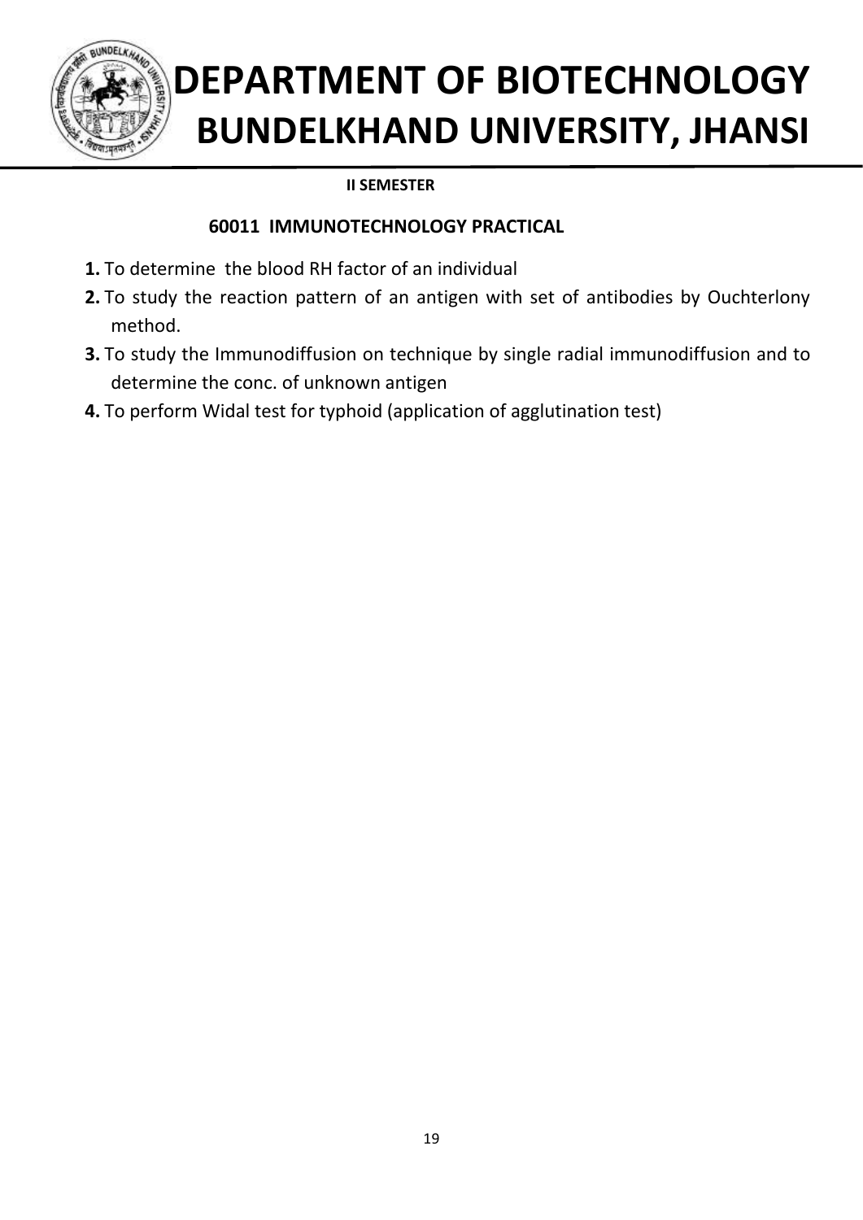# DEPARTMENT OF BIOTECHNOLOGY
# BUNDELKHAND UNIVERSITY, JHANSI

**II SEMESTER**

**60011 IMMUNOTECHNOLOGY PRACTICAL**

**1.** To determine the blood RH factor of an individual

**2.** To study the reaction pattern of an antigen with set of antibodies by Ouchterlony method.

**3.** To study the Immunodiffusion on technique by single radial immunodiffusion and to determine the conc. of unknown antigen

**4.** To perform Widal test for typhoid (application of agglutination test)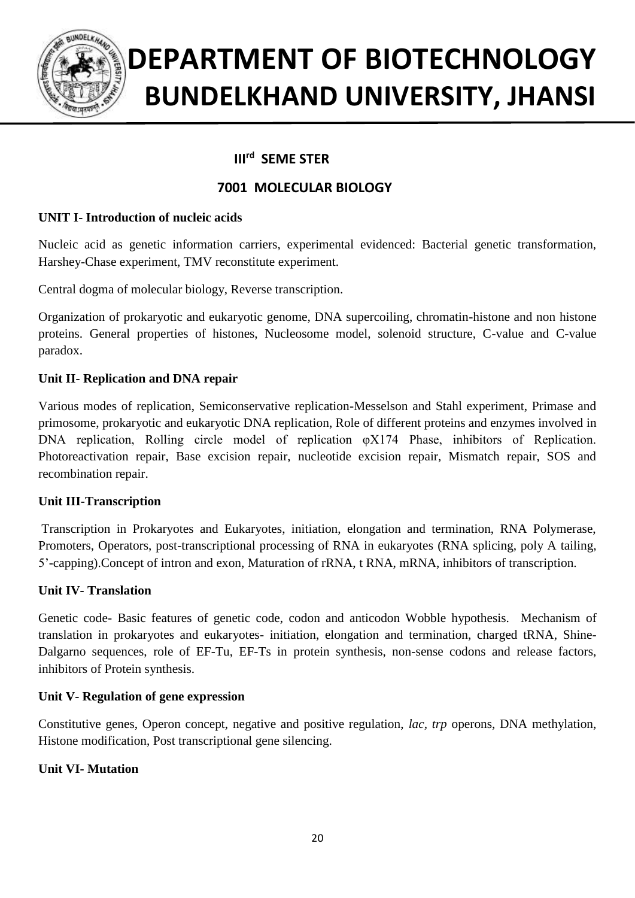# DEPARTMENT OF BIOTECHNOLOGY
# BUNDELKHAND UNIVERSITY, JHANSI

## III$^{rd}$ SEME STER

## 7001 MOLECULAR BIOLOGY

**UNIT I- Introduction of nucleic acids**

Nucleic acid as genetic information carriers, experimental evidenced: Bacterial genetic transformation, Harshey-Chase experiment, TMV reconstitute experiment.

Central dogma of molecular biology, Reverse transcription.

Organization of prokaryotic and eukaryotic genome, DNA supercoiling, chromatin-histone and non histone proteins. General properties of histones, Nucleosome model, solenoid structure, C-value and C-value paradox.

**Unit II- Replication and DNA repair**

Various modes of replication, Semiconservative replication-Messelson and Stahl experiment, Primase and primosome, prokaryotic and eukaryotic DNA replication, Role of different proteins and enzymes involved in DNA replication, Rolling circle model of replication φX174 Phase, inhibitors of Replication. Photoreactivation repair, Base excision repair, nucleotide excision repair, Mismatch repair, SOS and recombination repair.

**Unit III-Transcription**

Transcription in Prokaryotes and Eukaryotes, initiation, elongation and termination, RNA Polymerase, Promoters, Operators, post-transcriptional processing of RNA in eukaryotes (RNA splicing, poly A tailing, 5'-capping).Concept of intron and exon, Maturation of rRNA, t RNA, mRNA, inhibitors of transcription.

**Unit IV- Translation**

Genetic code- Basic features of genetic code, codon and anticodon Wobble hypothesis. Mechanism of translation in prokaryotes and eukaryotes- initiation, elongation and termination, charged tRNA, Shine-Dalgarno sequences, role of EF-Tu, EF-Ts in protein synthesis, non-sense codons and release factors, inhibitors of Protein synthesis.

**Unit V- Regulation of gene expression**

Constitutive genes, Operon concept, negative and positive regulation, *lac, trp* operons, DNA methylation, Histone modification, Post transcriptional gene silencing.

**Unit VI- Mutation**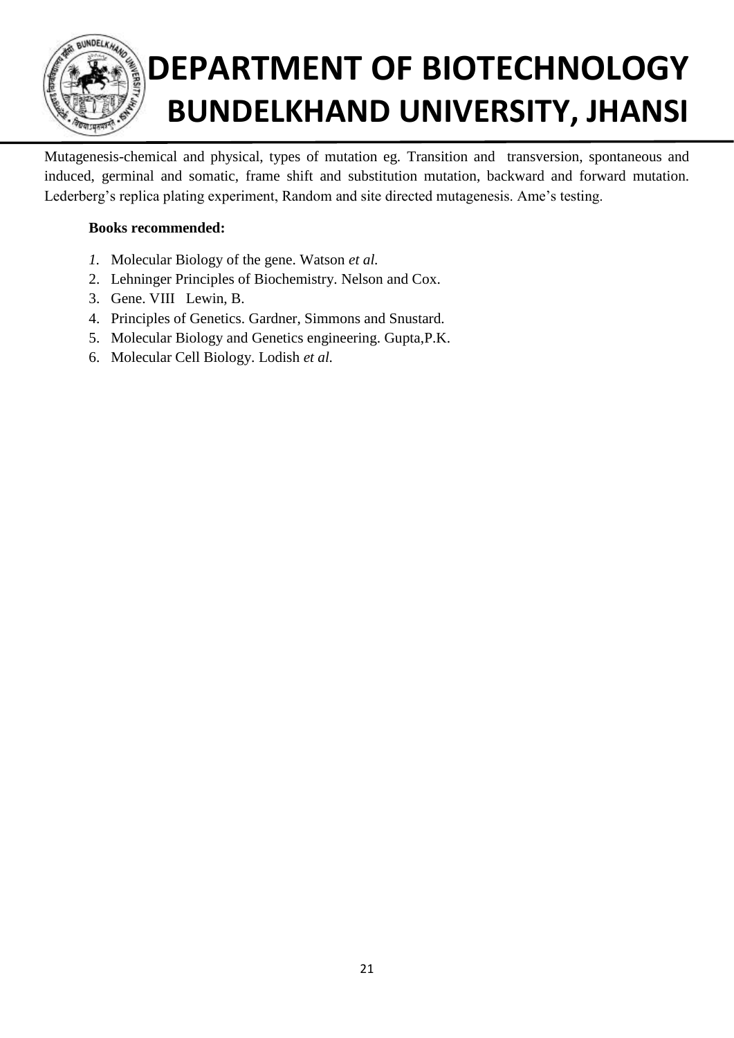Mutagenesis-chemical and physical, types of mutation eg. Transition and transversion, spontaneous and induced, germinal and somatic, frame shift and substitution mutation, backward and forward mutation. Lederberg's replica plating experiment, Random and site directed mutagenesis. Ame's testing.

**Books recommended:**

1. Molecular Biology of the gene. Watson *et al.*
2. Lehninger Principles of Biochemistry. Nelson and Cox.
3. Gene. VIII Lewin, B.
4. Principles of Genetics. Gardner, Simmons and Snustard.
5. Molecular Biology and Genetics engineering. Gupta,P.K.
6. Molecular Cell Biology. Lodish *et al.*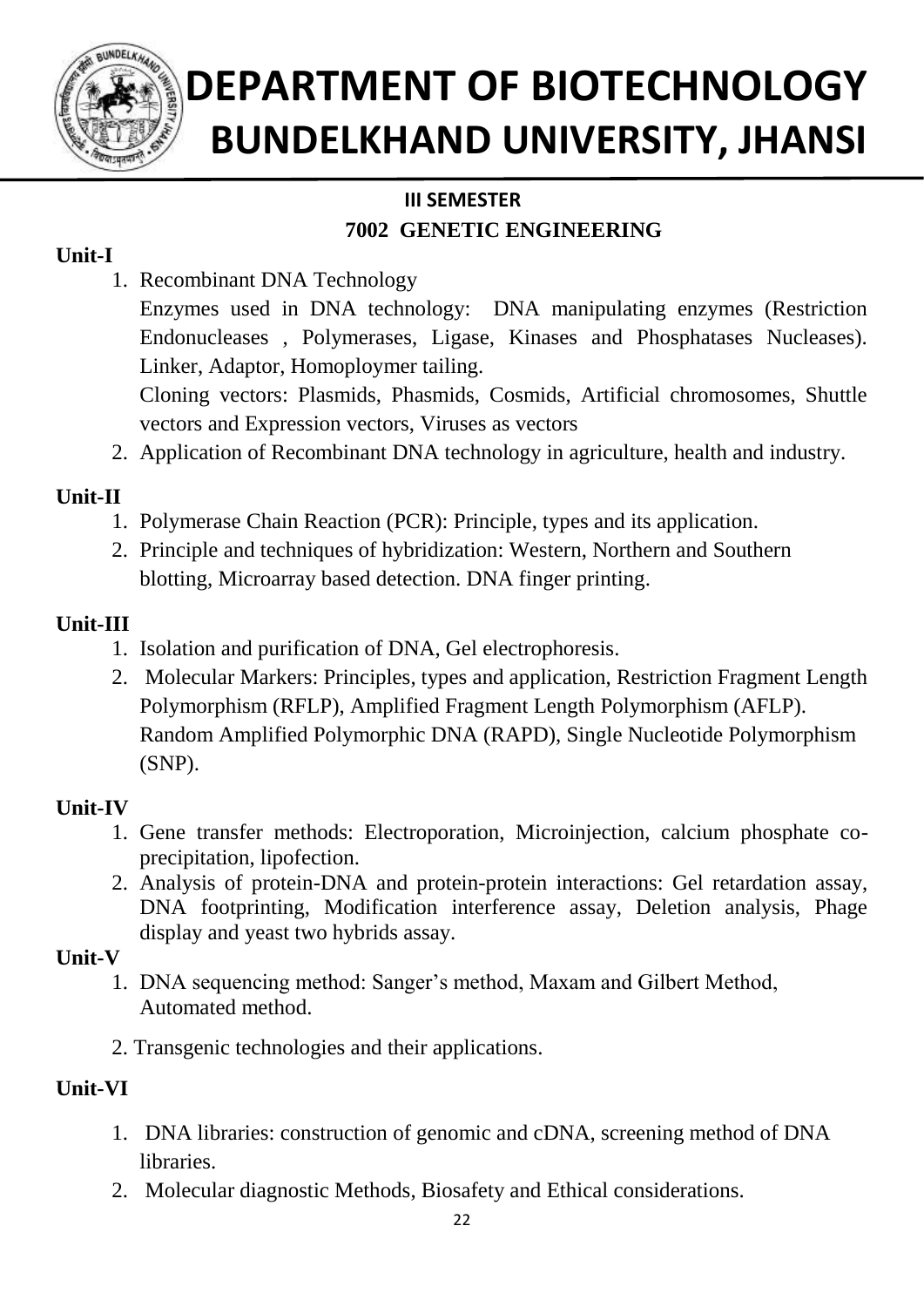# DEPARTMENT OF BIOTECHNOLOGY
# BUNDELKHAND UNIVERSITY, JHANSI

**III SEMESTER**

**7002 GENETIC ENGINEERING**

**Unit-I**

1. Recombinant DNA Technology

   Enzymes used in DNA technology: DNA manipulating enzymes (Restriction Endonucleases , Polymerases, Ligase, Kinases and Phosphatases Nucleases). Linker, Adaptor, Homoploymer tailing.

   Cloning vectors: Plasmids, Phasmids, Cosmids, Artificial chromosomes, Shuttle vectors and Expression vectors, Viruses as vectors

2. Application of Recombinant DNA technology in agriculture, health and industry.

**Unit-II**

1. Polymerase Chain Reaction (PCR): Principle, types and its application.
2. Principle and techniques of hybridization: Western, Northern and Southern blotting, Microarray based detection. DNA finger printing.

**Unit-III**

1. Isolation and purification of DNA, Gel electrophoresis.
2. Molecular Markers: Principles, types and application, Restriction Fragment Length Polymorphism (RFLP), Amplified Fragment Length Polymorphism (AFLP). Random Amplified Polymorphic DNA (RAPD), Single Nucleotide Polymorphism (SNP).

**Unit-IV**

1. Gene transfer methods: Electroporation, Microinjection, calcium phosphate co-precipitation, lipofection.
2. Analysis of protein-DNA and protein-protein interactions: Gel retardation assay, DNA footprinting, Modification interference assay, Deletion analysis, Phage display and yeast two hybrids assay.

**Unit-V**

1. DNA sequencing method: Sanger's method, Maxam and Gilbert Method, Automated method.
2. Transgenic technologies and their applications.

**Unit-VI**

1. DNA libraries: construction of genomic and cDNA, screening method of DNA libraries.
2. Molecular diagnostic Methods, Biosafety and Ethical considerations.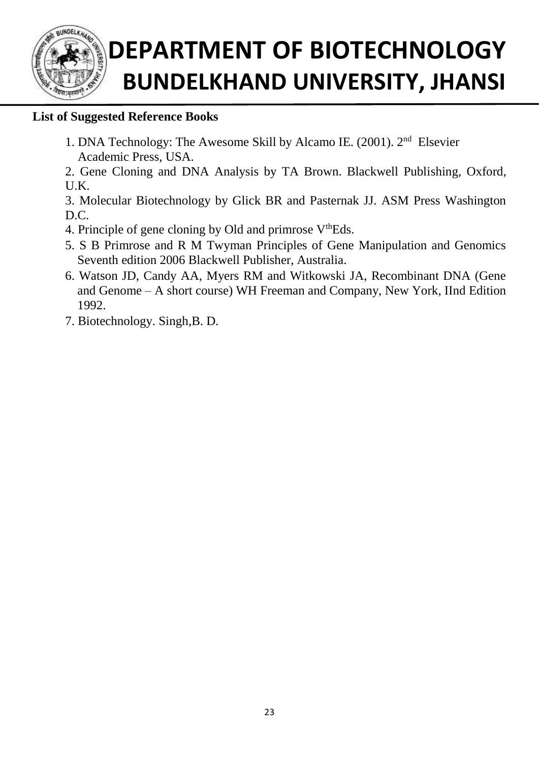**List of Suggested Reference Books**

1. DNA Technology: The Awesome Skill by Alcamo IE. (2001). 2nd Elsevier Academic Press, USA.
2. Gene Cloning and DNA Analysis by TA Brown. Blackwell Publishing, Oxford, U.K.
3. Molecular Biotechnology by Glick BR and Pasternak JJ. ASM Press Washington D.C.
4. Principle of gene cloning by Old and primrose Vth Eds.
5. S B Primrose and R M Twyman Principles of Gene Manipulation and Genomics Seventh edition 2006 Blackwell Publisher, Australia.
6. Watson JD, Candy AA, Myers RM and Witkowski JA, Recombinant DNA (Gene and Genome – A short course) WH Freeman and Company, New York, IInd Edition 1992.
7. Biotechnology. Singh,B. D.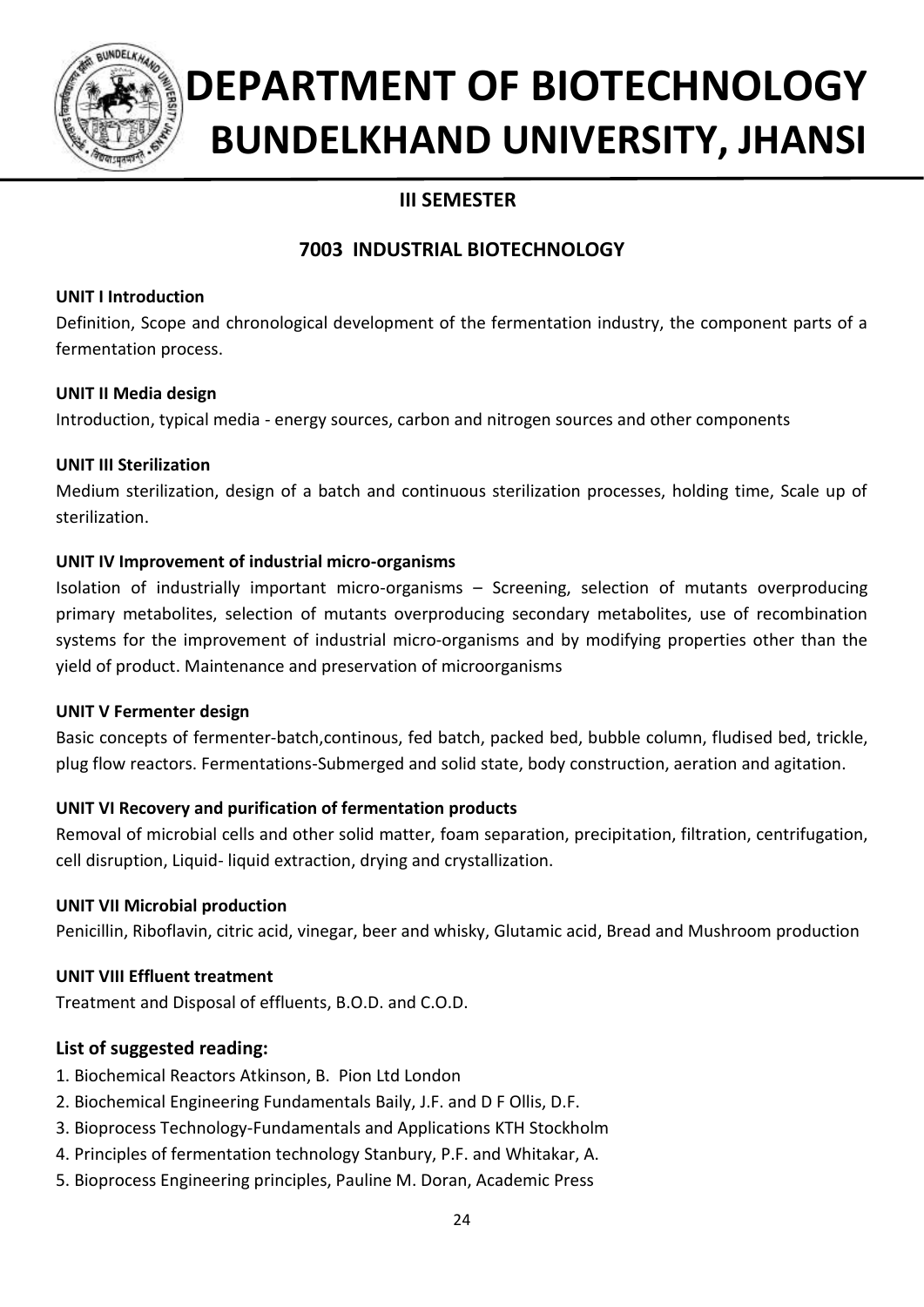# DEPARTMENT OF BIOTECHNOLOGY
# BUNDELKHAND UNIVERSITY, JHANSI

## III SEMESTER

## 7003 INDUSTRIAL BIOTECHNOLOGY

**UNIT I Introduction**

Definition, Scope and chronological development of the fermentation industry, the component parts of a fermentation process.

**UNIT II Media design**

Introduction, typical media - energy sources, carbon and nitrogen sources and other components

**UNIT III Sterilization**

Medium sterilization, design of a batch and continuous sterilization processes, holding time, Scale up of sterilization.

**UNIT IV Improvement of industrial micro-organisms**

Isolation of industrially important micro-organisms – Screening, selection of mutants overproducing primary metabolites, selection of mutants overproducing secondary metabolites, use of recombination systems for the improvement of industrial micro-organisms and by modifying properties other than the yield of product. Maintenance and preservation of microorganisms

**UNIT V Fermenter design**

Basic concepts of fermenter-batch,continous, fed batch, packed bed, bubble column, fludised bed, trickle, plug flow reactors. Fermentations-Submerged and solid state, body construction, aeration and agitation.

**UNIT VI Recovery and purification of fermentation products**

Removal of microbial cells and other solid matter, foam separation, precipitation, filtration, centrifugation, cell disruption, Liquid- liquid extraction, drying and crystallization.

**UNIT VII Microbial production**

Penicillin, Riboflavin, citric acid, vinegar, beer and whisky, Glutamic acid, Bread and Mushroom production

**UNIT VIII Effluent treatment**

Treatment and Disposal of effluents, B.O.D. and C.O.D.

### List of suggested reading:

1. Biochemical Reactors Atkinson, B. Pion Ltd London
2. Biochemical Engineering Fundamentals Baily, J.F. and D F Ollis, D.F.
3. Bioprocess Technology-Fundamentals and Applications KTH Stockholm
4. Principles of fermentation technology Stanbury, P.F. and Whitakar, A.
5. Bioprocess Engineering principles, Pauline M. Doran, Academic Press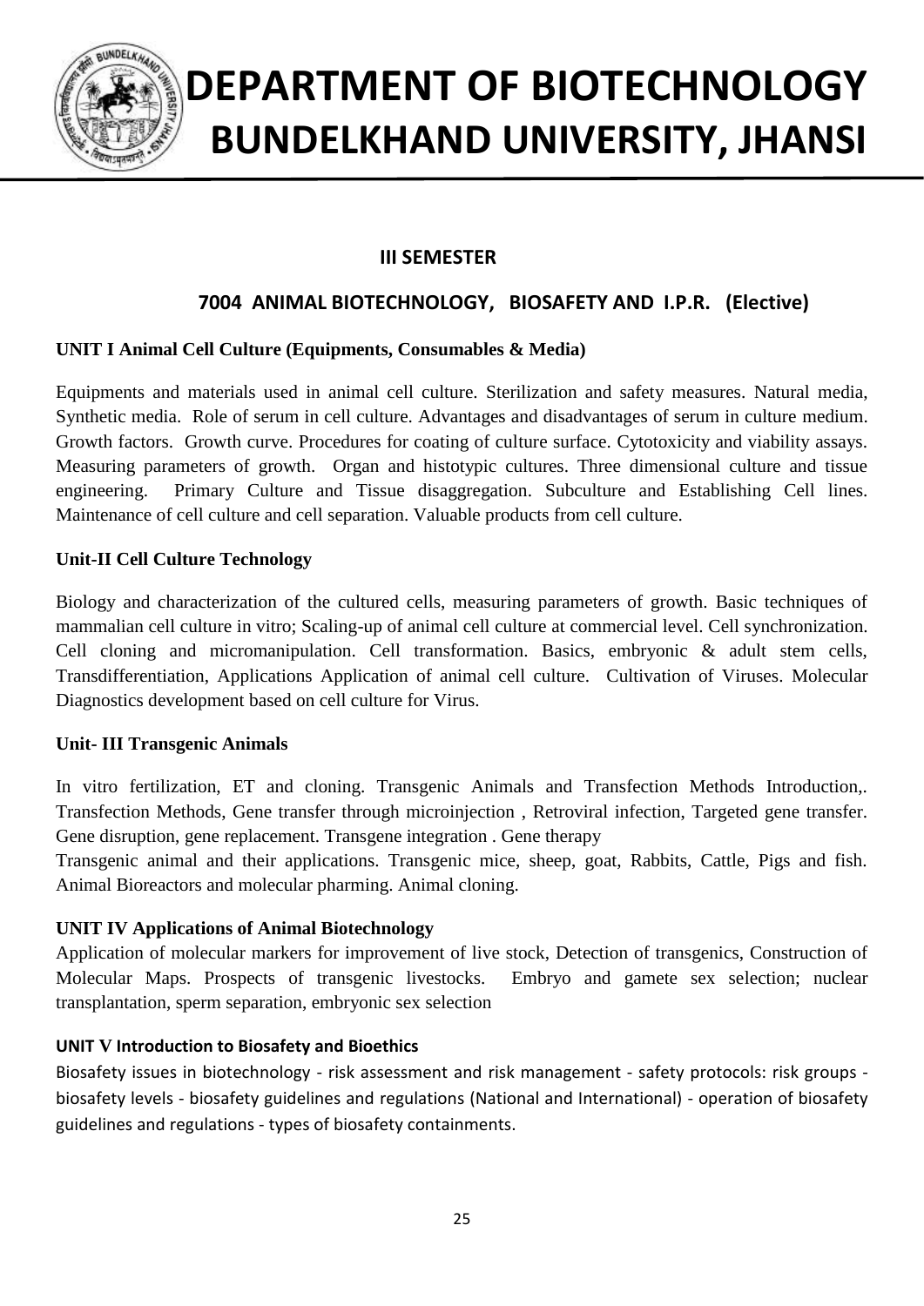# DEPARTMENT OF BIOTECHNOLOGY
# BUNDELKHAND UNIVERSITY, JHANSI

## III SEMESTER

## 7004 ANIMAL BIOTECHNOLOGY, BIOSAFETY AND I.P.R. (Elective)

**UNIT I Animal Cell Culture (Equipments, Consumables & Media)**

Equipments and materials used in animal cell culture. Sterilization and safety measures. Natural media, Synthetic media. Role of serum in cell culture. Advantages and disadvantages of serum in culture medium. Growth factors. Growth curve. Procedures for coating of culture surface. Cytotoxicity and viability assays. Measuring parameters of growth. Organ and histotypic cultures. Three dimensional culture and tissue engineering. Primary Culture and Tissue disaggregation. Subculture and Establishing Cell lines. Maintenance of cell culture and cell separation. Valuable products from cell culture.

**Unit-II Cell Culture Technology**

Biology and characterization of the cultured cells, measuring parameters of growth. Basic techniques of mammalian cell culture in vitro; Scaling-up of animal cell culture at commercial level. Cell synchronization. Cell cloning and micromanipulation. Cell transformation. Basics, embryonic & adult stem cells, Transdifferentiation, Applications Application of animal cell culture. Cultivation of Viruses. Molecular Diagnostics development based on cell culture for Virus.

**Unit- III Transgenic Animals**

In vitro fertilization, ET and cloning. Transgenic Animals and Transfection Methods Introduction,. Transfection Methods, Gene transfer through microinjection , Retroviral infection, Targeted gene transfer. Gene disruption, gene replacement. Transgene integration . Gene therapy

Transgenic animal and their applications. Transgenic mice, sheep, goat, Rabbits, Cattle, Pigs and fish. Animal Bioreactors and molecular pharming. Animal cloning.

**UNIT IV Applications of Animal Biotechnology**

Application of molecular markers for improvement of live stock, Detection of transgenics, Construction of Molecular Maps. Prospects of transgenic livestocks. Embryo and gamete sex selection; nuclear transplantation, sperm separation, embryonic sex selection

**UNIT V Introduction to Biosafety and Bioethics**

Biosafety issues in biotechnology - risk assessment and risk management - safety protocols: risk groups - biosafety levels - biosafety guidelines and regulations (National and International) - operation of biosafety guidelines and regulations - types of biosafety containments.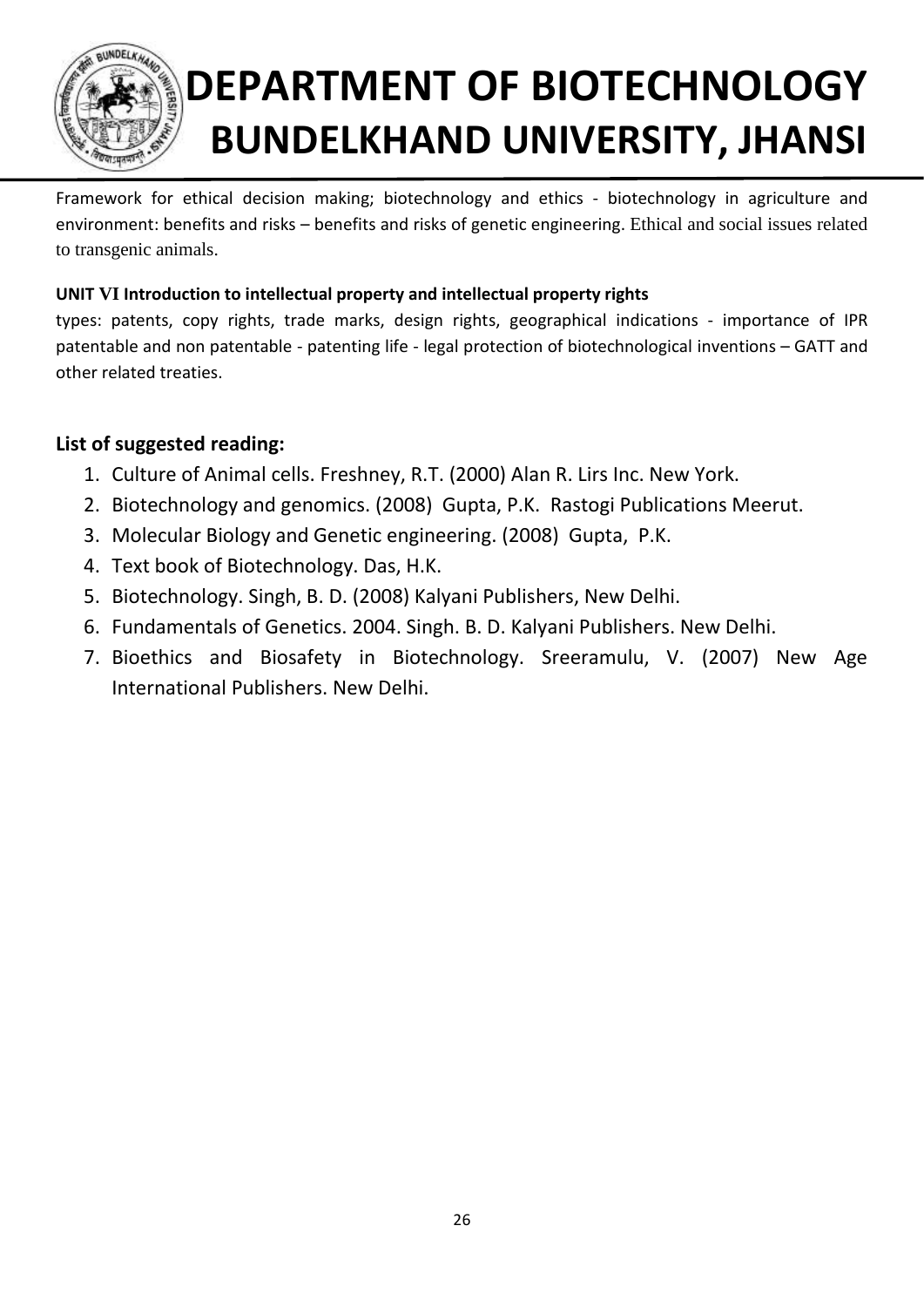Framework for ethical decision making; biotechnology and ethics - biotechnology in agriculture and environment: benefits and risks – benefits and risks of genetic engineering. Ethical and social issues related to transgenic animals.

**UNIT VI Introduction to intellectual property and intellectual property rights**

types: patents, copy rights, trade marks, design rights, geographical indications - importance of IPR patentable and non patentable - patenting life - legal protection of biotechnological inventions – GATT and other related treaties.

### List of suggested reading:

1. Culture of Animal cells. Freshney, R.T. (2000) Alan R. Lirs Inc. New York.
2. Biotechnology and genomics. (2008) Gupta, P.K. Rastogi Publications Meerut.
3. Molecular Biology and Genetic engineering. (2008) Gupta, P.K.
4. Text book of Biotechnology. Das, H.K.
5. Biotechnology. Singh, B. D. (2008) Kalyani Publishers, New Delhi.
6. Fundamentals of Genetics. 2004. Singh. B. D. Kalyani Publishers. New Delhi.
7. Bioethics and Biosafety in Biotechnology. Sreeramulu, V. (2007) New Age International Publishers. New Delhi.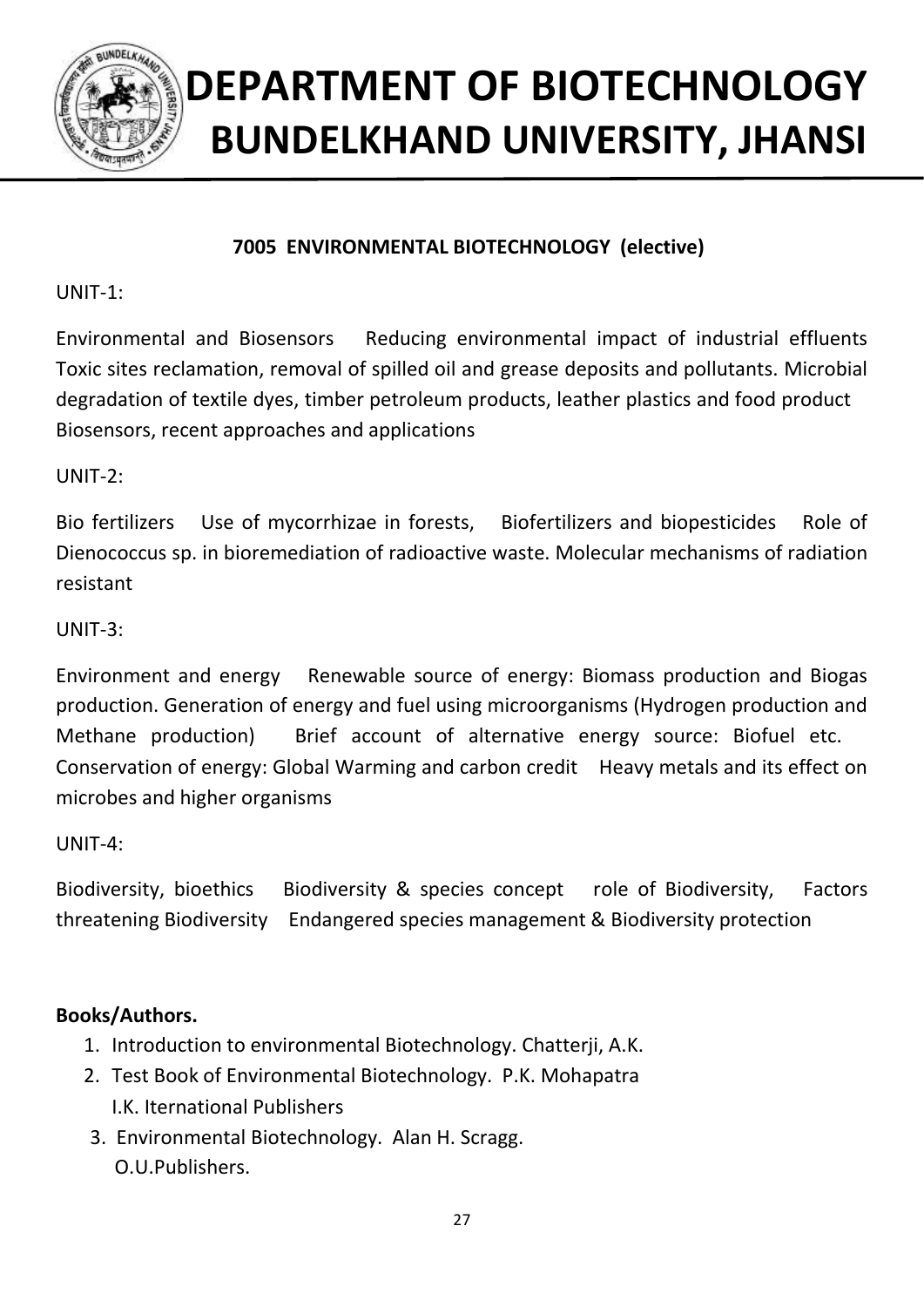# DEPARTMENT OF BIOTECHNOLOGY
# BUNDELKHAND UNIVERSITY, JHANSI

### 7005 ENVIRONMENTAL BIOTECHNOLOGY (elective)

UNIT-1:

Environmental and Biosensors Reducing environmental impact of industrial effluents Toxic sites reclamation, removal of spilled oil and grease deposits and pollutants. Microbial degradation of textile dyes, timber petroleum products, leather plastics and food product Biosensors, recent approaches and applications

UNIT-2:

Bio fertilizers Use of mycorrhizae in forests, Biofertilizers and biopesticides Role of Dienococcus sp. in bioremediation of radioactive waste. Molecular mechanisms of radiation resistant

UNIT-3:

Environment and energy Renewable source of energy: Biomass production and Biogas production. Generation of energy and fuel using microorganisms (Hydrogen production and Methane production) Brief account of alternative energy source: Biofuel etc. Conservation of energy: Global Warming and carbon credit Heavy metals and its effect on microbes and higher organisms

UNIT-4:

Biodiversity, bioethics Biodiversity & species concept role of Biodiversity, Factors threatening Biodiversity Endangered species management & Biodiversity protection

**Books/Authors.**

1. Introduction to environmental Biotechnology. Chatterji, A.K.
2. Test Book of Environmental Biotechnology. P.K. Mohapatra
   I.K. Iternational Publishers
3. Environmental Biotechnology. Alan H. Scragg.
   O.U.Publishers.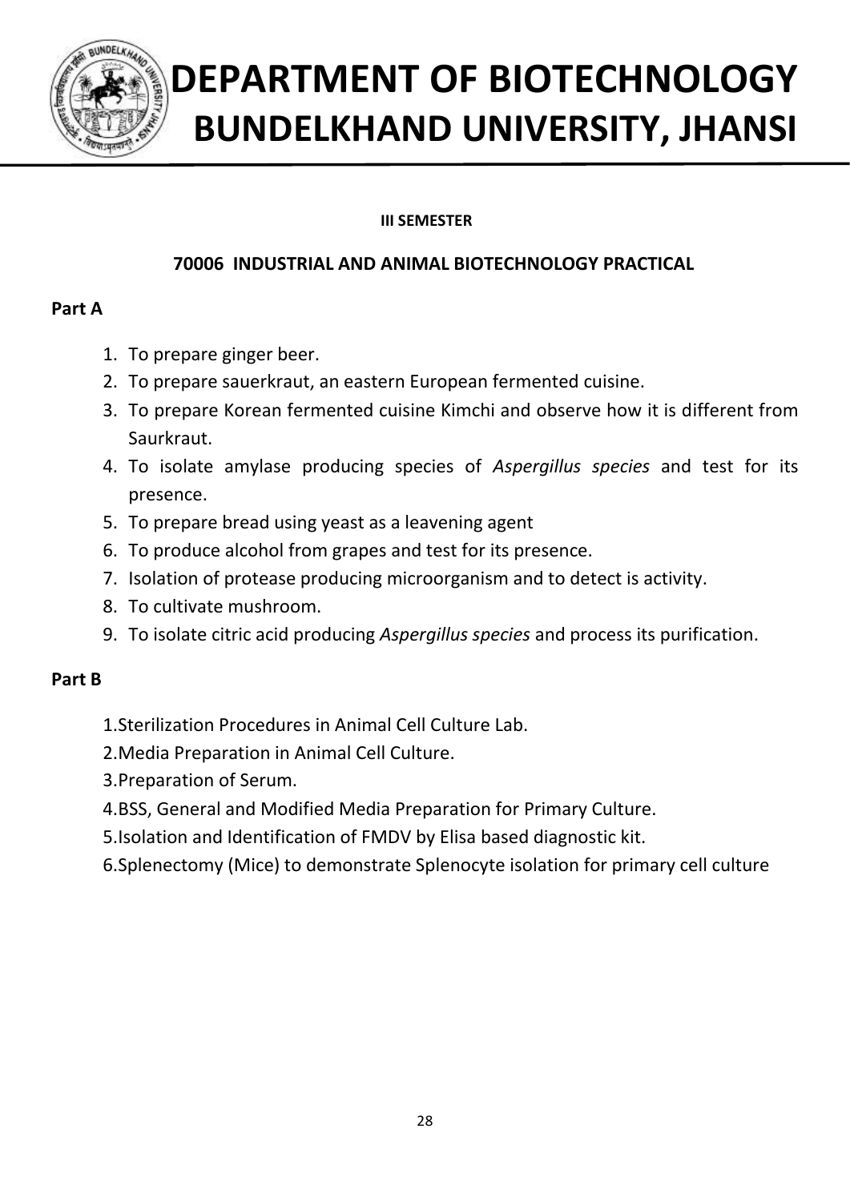# DEPARTMENT OF BIOTECHNOLOGY
# BUNDELKHAND UNIVERSITY, JHANSI

**III SEMESTER**

## 70006 INDUSTRIAL AND ANIMAL BIOTECHNOLOGY PRACTICAL

### Part A

1. To prepare ginger beer.
2. To prepare sauerkraut, an eastern European fermented cuisine.
3. To prepare Korean fermented cuisine Kimchi and observe how it is different from Saurkraut.
4. To isolate amylase producing species of *Aspergillus species* and test for its presence.
5. To prepare bread using yeast as a leavening agent
6. To produce alcohol from grapes and test for its presence.
7. Isolation of protease producing microorganism and to detect is activity.
8. To cultivate mushroom.
9. To isolate citric acid producing *Aspergillus species* and process its purification.

### Part B

1. Sterilization Procedures in Animal Cell Culture Lab.
2. Media Preparation in Animal Cell Culture.
3. Preparation of Serum.
4. BSS, General and Modified Media Preparation for Primary Culture.
5. Isolation and Identification of FMDV by Elisa based diagnostic kit.
6. Splenectomy (Mice) to demonstrate Splenocyte isolation for primary cell culture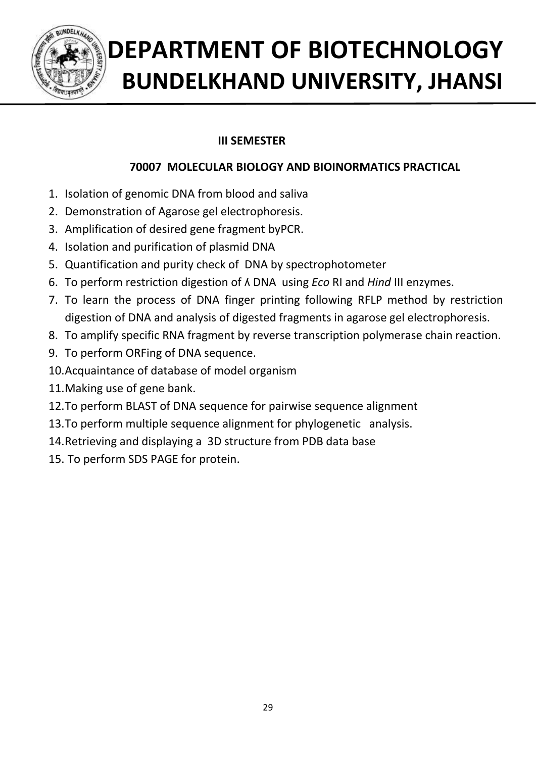# DEPARTMENT OF BIOTECHNOLOGY
# BUNDELKHAND UNIVERSITY, JHANSI

**III SEMESTER**

**70007 MOLECULAR BIOLOGY AND BIOINORMATICS PRACTICAL**

1. Isolation of genomic DNA from blood and saliva
2. Demonstration of Agarose gel electrophoresis.
3. Amplification of desired gene fragment byPCR.
4. Isolation and purification of plasmid DNA
5. Quantification and purity check of DNA by spectrophotometer
6. To perform restriction digestion of ʎ DNA using *Eco* RI and *Hind* III enzymes.
7. To learn the process of DNA finger printing following RFLP method by restriction digestion of DNA and analysis of digested fragments in agarose gel electrophoresis.
8. To amplify specific RNA fragment by reverse transcription polymerase chain reaction.
9. To perform ORFing of DNA sequence.
10. Acquaintance of database of model organism
11. Making use of gene bank.
12. To perform BLAST of DNA sequence for pairwise sequence alignment
13. To perform multiple sequence alignment for phylogenetic analysis.
14. Retrieving and displaying a 3D structure from PDB data base
15. To perform SDS PAGE for protein.